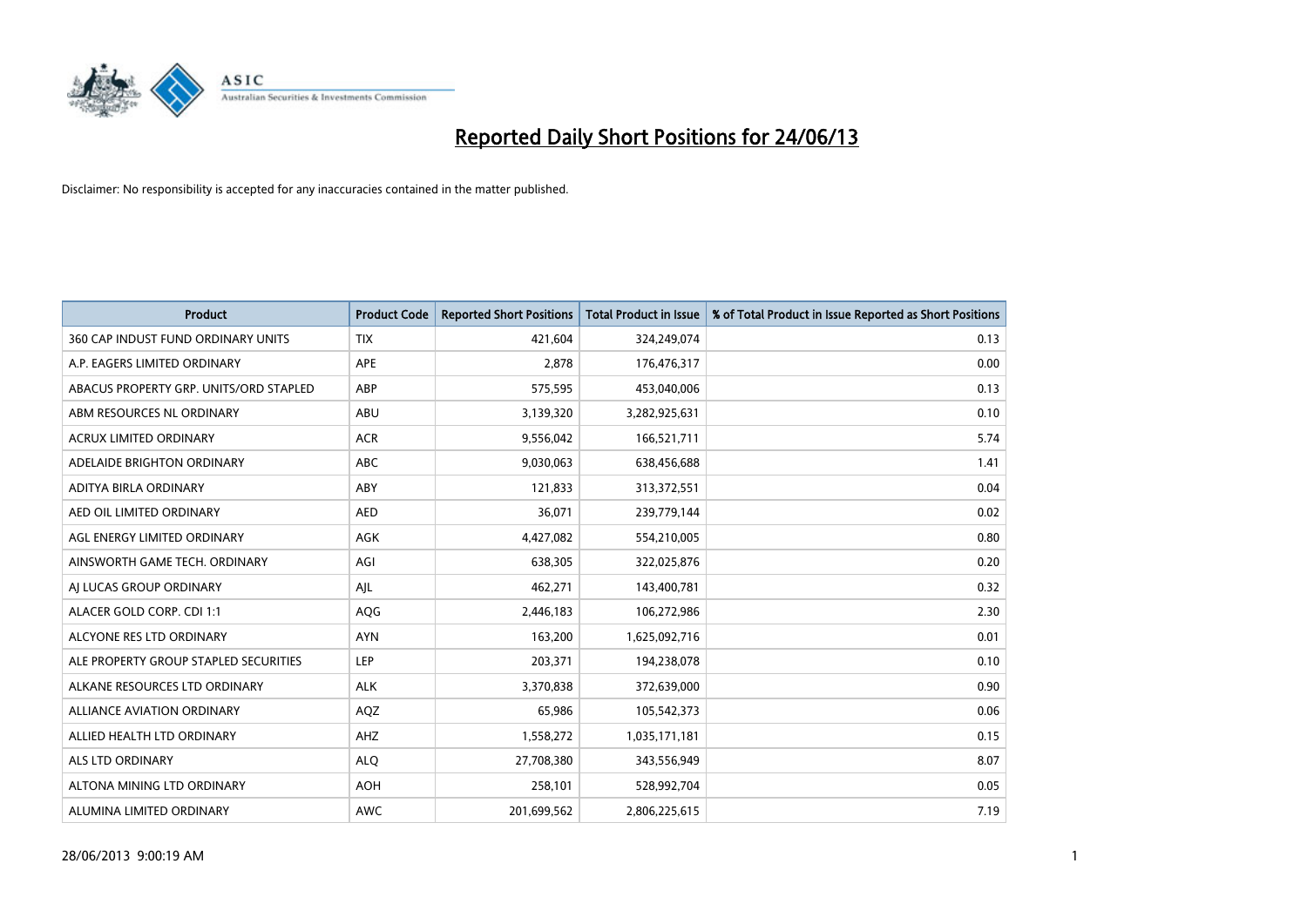# Reported Daily Short Positions for 24/06/13

Disclaimer: No responsibility is accepted for any inaccuracies contained in the matter published.

| Product | Product Code | Reported Short Positions | Total Product in Issue | % of Total Product in Issue Reported as Short Positions |
|---|---|---|---|---|
| 360 CAP INDUST FUND ORDINARY UNITS | TIX | 421,604 | 324,249,074 | 0.13 |
| A.P. EAGERS LIMITED ORDINARY | APE | 2,878 | 176,476,317 | 0.00 |
| ABACUS PROPERTY GRP. UNITS/ORD STAPLED | ABP | 575,595 | 453,040,006 | 0.13 |
| ABM RESOURCES NL ORDINARY | ABU | 3,139,320 | 3,282,925,631 | 0.10 |
| ACRUX LIMITED ORDINARY | ACR | 9,556,042 | 166,521,711 | 5.74 |
| ADELAIDE BRIGHTON ORDINARY | ABC | 9,030,063 | 638,456,688 | 1.41 |
| ADITYA BIRLA ORDINARY | ABY | 121,833 | 313,372,551 | 0.04 |
| AED OIL LIMITED ORDINARY | AED | 36,071 | 239,779,144 | 0.02 |
| AGL ENERGY LIMITED ORDINARY | AGK | 4,427,082 | 554,210,005 | 0.80 |
| AINSWORTH GAME TECH. ORDINARY | AGI | 638,305 | 322,025,876 | 0.20 |
| AJ LUCAS GROUP ORDINARY | AJL | 462,271 | 143,400,781 | 0.32 |
| ALACER GOLD CORP. CDI 1:1 | AQG | 2,446,183 | 106,272,986 | 2.30 |
| ALCYONE RES LTD ORDINARY | AYN | 163,200 | 1,625,092,716 | 0.01 |
| ALE PROPERTY GROUP STAPLED SECURITIES | LEP | 203,371 | 194,238,078 | 0.10 |
| ALKANE RESOURCES LTD ORDINARY | ALK | 3,370,838 | 372,639,000 | 0.90 |
| ALLIANCE AVIATION ORDINARY | AQZ | 65,986 | 105,542,373 | 0.06 |
| ALLIED HEALTH LTD ORDINARY | AHZ | 1,558,272 | 1,035,171,181 | 0.15 |
| ALS LTD ORDINARY | ALQ | 27,708,380 | 343,556,949 | 8.07 |
| ALTONA MINING LTD ORDINARY | AOH | 258,101 | 528,992,704 | 0.05 |
| ALUMINA LIMITED ORDINARY | AWC | 201,699,562 | 2,806,225,615 | 7.19 |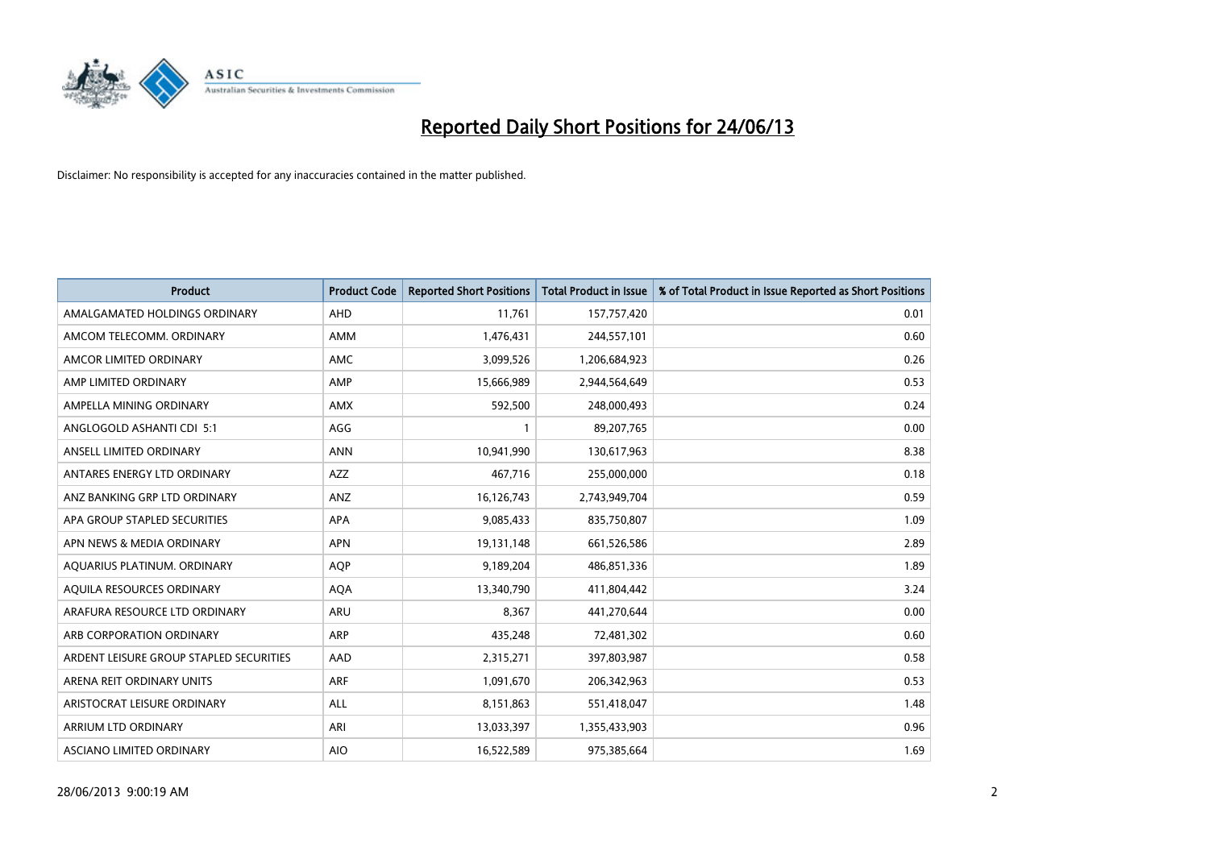# Reported Daily Short Positions for 24/06/13

Disclaimer: No responsibility is accepted for any inaccuracies contained in the matter published.

| Product | Product Code | Reported Short Positions | Total Product in Issue | % of Total Product in Issue Reported as Short Positions |
|---|---|---|---|---|
| AMALGAMATED HOLDINGS ORDINARY | AHD | 11,761 | 157,757,420 | 0.01 |
| AMCOM TELECOMM. ORDINARY | AMM | 1,476,431 | 244,557,101 | 0.60 |
| AMCOR LIMITED ORDINARY | AMC | 3,099,526 | 1,206,684,923 | 0.26 |
| AMP LIMITED ORDINARY | AMP | 15,666,989 | 2,944,564,649 | 0.53 |
| AMPELLA MINING ORDINARY | AMX | 592,500 | 248,000,493 | 0.24 |
| ANGLOGOLD ASHANTI CDI 5:1 | AGG | 1 | 89,207,765 | 0.00 |
| ANSELL LIMITED ORDINARY | ANN | 10,941,990 | 130,617,963 | 8.38 |
| ANTARES ENERGY LTD ORDINARY | AZZ | 467,716 | 255,000,000 | 0.18 |
| ANZ BANKING GRP LTD ORDINARY | ANZ | 16,126,743 | 2,743,949,704 | 0.59 |
| APA GROUP STAPLED SECURITIES | APA | 9,085,433 | 835,750,807 | 1.09 |
| APN NEWS & MEDIA ORDINARY | APN | 19,131,148 | 661,526,586 | 2.89 |
| AQUARIUS PLATINUM. ORDINARY | AQP | 9,189,204 | 486,851,336 | 1.89 |
| AQUILA RESOURCES ORDINARY | AQA | 13,340,790 | 411,804,442 | 3.24 |
| ARAFURA RESOURCE LTD ORDINARY | ARU | 8,367 | 441,270,644 | 0.00 |
| ARB CORPORATION ORDINARY | ARP | 435,248 | 72,481,302 | 0.60 |
| ARDENT LEISURE GROUP STAPLED SECURITIES | AAD | 2,315,271 | 397,803,987 | 0.58 |
| ARENA REIT ORDINARY UNITS | ARF | 1,091,670 | 206,342,963 | 0.53 |
| ARISTOCRAT LEISURE ORDINARY | ALL | 8,151,863 | 551,418,047 | 1.48 |
| ARRIUM LTD ORDINARY | ARI | 13,033,397 | 1,355,433,903 | 0.96 |
| ASCIANO LIMITED ORDINARY | AIO | 16,522,589 | 975,385,664 | 1.69 |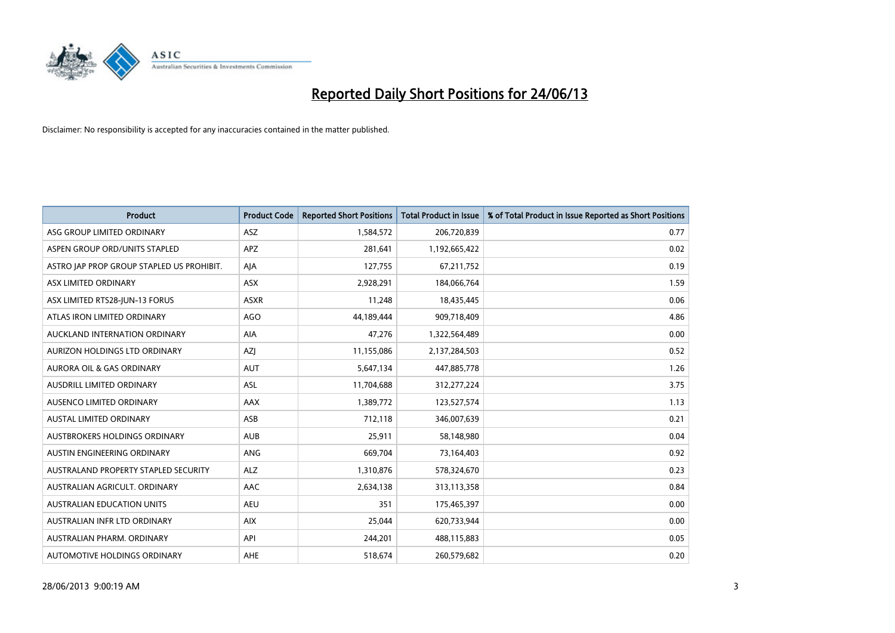# Reported Daily Short Positions for 24/06/13

Disclaimer: No responsibility is accepted for any inaccuracies contained in the matter published.

| Product | Product Code | Reported Short Positions | Total Product in Issue | % of Total Product in Issue Reported as Short Positions |
|---|---|---|---|---|
| ASG GROUP LIMITED ORDINARY | ASZ | 1,584,572 | 206,720,839 | 0.77 |
| ASPEN GROUP ORD/UNITS STAPLED | APZ | 281,641 | 1,192,665,422 | 0.02 |
| ASTRO JAP PROP GROUP STAPLED US PROHIBIT. | AJA | 127,755 | 67,211,752 | 0.19 |
| ASX LIMITED ORDINARY | ASX | 2,928,291 | 184,066,764 | 1.59 |
| ASX LIMITED RTS28-JUN-13 FORUS | ASXR | 11,248 | 18,435,445 | 0.06 |
| ATLAS IRON LIMITED ORDINARY | AGO | 44,189,444 | 909,718,409 | 4.86 |
| AUCKLAND INTERNATION ORDINARY | AIA | 47,276 | 1,322,564,489 | 0.00 |
| AURIZON HOLDINGS LTD ORDINARY | AZJ | 11,155,086 | 2,137,284,503 | 0.52 |
| AURORA OIL & GAS ORDINARY | AUT | 5,647,134 | 447,885,778 | 1.26 |
| AUSDRILL LIMITED ORDINARY | ASL | 11,704,688 | 312,277,224 | 3.75 |
| AUSENCO LIMITED ORDINARY | AAX | 1,389,772 | 123,527,574 | 1.13 |
| AUSTAL LIMITED ORDINARY | ASB | 712,118 | 346,007,639 | 0.21 |
| AUSTBROKERS HOLDINGS ORDINARY | AUB | 25,911 | 58,148,980 | 0.04 |
| AUSTIN ENGINEERING ORDINARY | ANG | 669,704 | 73,164,403 | 0.92 |
| AUSTRALAND PROPERTY STAPLED SECURITY | ALZ | 1,310,876 | 578,324,670 | 0.23 |
| AUSTRALIAN AGRICULT. ORDINARY | AAC | 2,634,138 | 313,113,358 | 0.84 |
| AUSTRALIAN EDUCATION UNITS | AEU | 351 | 175,465,397 | 0.00 |
| AUSTRALIAN INFR LTD ORDINARY | AIX | 25,044 | 620,733,944 | 0.00 |
| AUSTRALIAN PHARM. ORDINARY | API | 244,201 | 488,115,883 | 0.05 |
| AUTOMOTIVE HOLDINGS ORDINARY | AHE | 518,674 | 260,579,682 | 0.20 |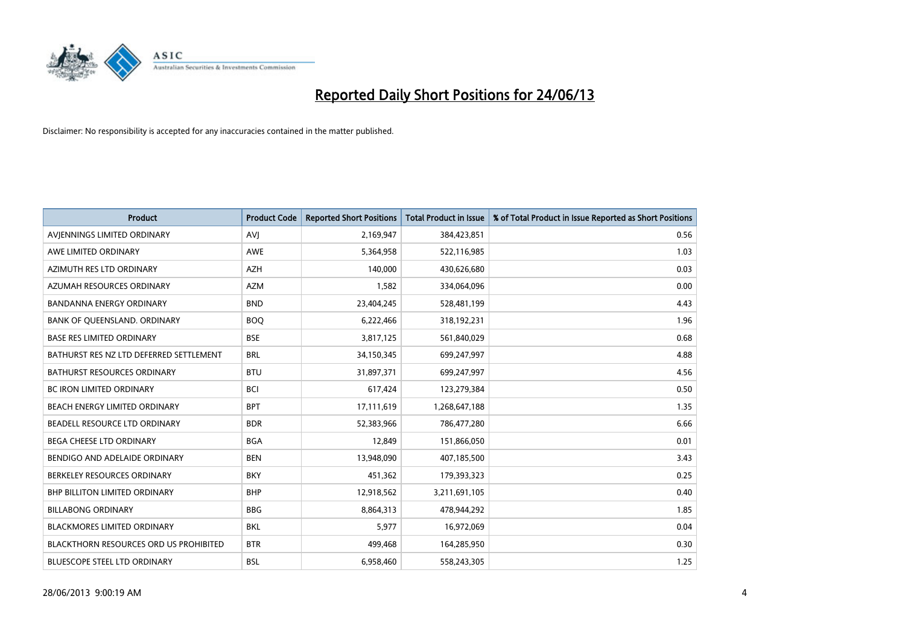# Reported Daily Short Positions for 24/06/13

Disclaimer: No responsibility is accepted for any inaccuracies contained in the matter published.

| Product | Product Code | Reported Short Positions | Total Product in Issue | % of Total Product in Issue Reported as Short Positions |
|---|---|---|---|---|
| AVJENNINGS LIMITED ORDINARY | AVJ | 2,169,947 | 384,423,851 | 0.56 |
| AWE LIMITED ORDINARY | AWE | 5,364,958 | 522,116,985 | 1.03 |
| AZIMUTH RES LTD ORDINARY | AZH | 140,000 | 430,626,680 | 0.03 |
| AZUMAH RESOURCES ORDINARY | AZM | 1,582 | 334,064,096 | 0.00 |
| BANDANNA ENERGY ORDINARY | BND | 23,404,245 | 528,481,199 | 4.43 |
| BANK OF QUEENSLAND. ORDINARY | BOQ | 6,222,466 | 318,192,231 | 1.96 |
| BASE RES LIMITED ORDINARY | BSE | 3,817,125 | 561,840,029 | 0.68 |
| BATHURST RES NZ LTD DEFERRED SETTLEMENT | BRL | 34,150,345 | 699,247,997 | 4.88 |
| BATHURST RESOURCES ORDINARY | BTU | 31,897,371 | 699,247,997 | 4.56 |
| BC IRON LIMITED ORDINARY | BCI | 617,424 | 123,279,384 | 0.50 |
| BEACH ENERGY LIMITED ORDINARY | BPT | 17,111,619 | 1,268,647,188 | 1.35 |
| BEADELL RESOURCE LTD ORDINARY | BDR | 52,383,966 | 786,477,280 | 6.66 |
| BEGA CHEESE LTD ORDINARY | BGA | 12,849 | 151,866,050 | 0.01 |
| BENDIGO AND ADELAIDE ORDINARY | BEN | 13,948,090 | 407,185,500 | 3.43 |
| BERKELEY RESOURCES ORDINARY | BKY | 451,362 | 179,393,323 | 0.25 |
| BHP BILLITON LIMITED ORDINARY | BHP | 12,918,562 | 3,211,691,105 | 0.40 |
| BILLABONG ORDINARY | BBG | 8,864,313 | 478,944,292 | 1.85 |
| BLACKMORES LIMITED ORDINARY | BKL | 5,977 | 16,972,069 | 0.04 |
| BLACKTHORN RESOURCES ORD US PROHIBITED | BTR | 499,468 | 164,285,950 | 0.30 |
| BLUESCOPE STEEL LTD ORDINARY | BSL | 6,958,460 | 558,243,305 | 1.25 |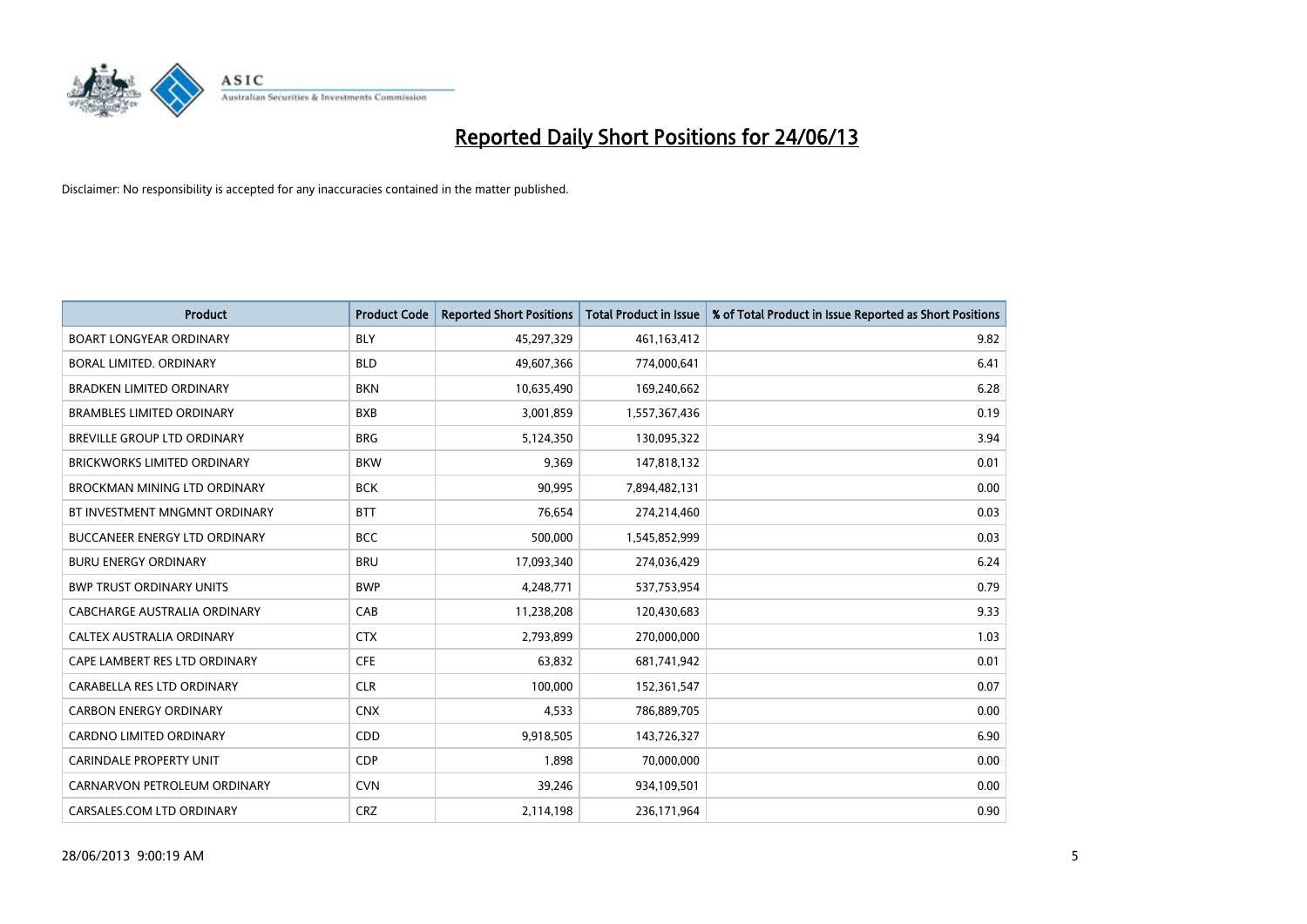# Reported Daily Short Positions for 24/06/13

Disclaimer: No responsibility is accepted for any inaccuracies contained in the matter published.

| Product | Product Code | Reported Short Positions | Total Product in Issue | % of Total Product in Issue Reported as Short Positions |
|---|---|---|---|---|
| BOART LONGYEAR ORDINARY | BLY | 45,297,329 | 461,163,412 | 9.82 |
| BORAL LIMITED. ORDINARY | BLD | 49,607,366 | 774,000,641 | 6.41 |
| BRADKEN LIMITED ORDINARY | BKN | 10,635,490 | 169,240,662 | 6.28 |
| BRAMBLES LIMITED ORDINARY | BXB | 3,001,859 | 1,557,367,436 | 0.19 |
| BREVILLE GROUP LTD ORDINARY | BRG | 5,124,350 | 130,095,322 | 3.94 |
| BRICKWORKS LIMITED ORDINARY | BKW | 9,369 | 147,818,132 | 0.01 |
| BROCKMAN MINING LTD ORDINARY | BCK | 90,995 | 7,894,482,131 | 0.00 |
| BT INVESTMENT MNGMNT ORDINARY | BTT | 76,654 | 274,214,460 | 0.03 |
| BUCCANEER ENERGY LTD ORDINARY | BCC | 500,000 | 1,545,852,999 | 0.03 |
| BURU ENERGY ORDINARY | BRU | 17,093,340 | 274,036,429 | 6.24 |
| BWP TRUST ORDINARY UNITS | BWP | 4,248,771 | 537,753,954 | 0.79 |
| CABCHARGE AUSTRALIA ORDINARY | CAB | 11,238,208 | 120,430,683 | 9.33 |
| CALTEX AUSTRALIA ORDINARY | CTX | 2,793,899 | 270,000,000 | 1.03 |
| CAPE LAMBERT RES LTD ORDINARY | CFE | 63,832 | 681,741,942 | 0.01 |
| CARABELLA RES LTD ORDINARY | CLR | 100,000 | 152,361,547 | 0.07 |
| CARBON ENERGY ORDINARY | CNX | 4,533 | 786,889,705 | 0.00 |
| CARDNO LIMITED ORDINARY | CDD | 9,918,505 | 143,726,327 | 6.90 |
| CARINDALE PROPERTY UNIT | CDP | 1,898 | 70,000,000 | 0.00 |
| CARNARVON PETROLEUM ORDINARY | CVN | 39,246 | 934,109,501 | 0.00 |
| CARSALES.COM LTD ORDINARY | CRZ | 2,114,198 | 236,171,964 | 0.90 |

28/06/2013 9:00:19 AM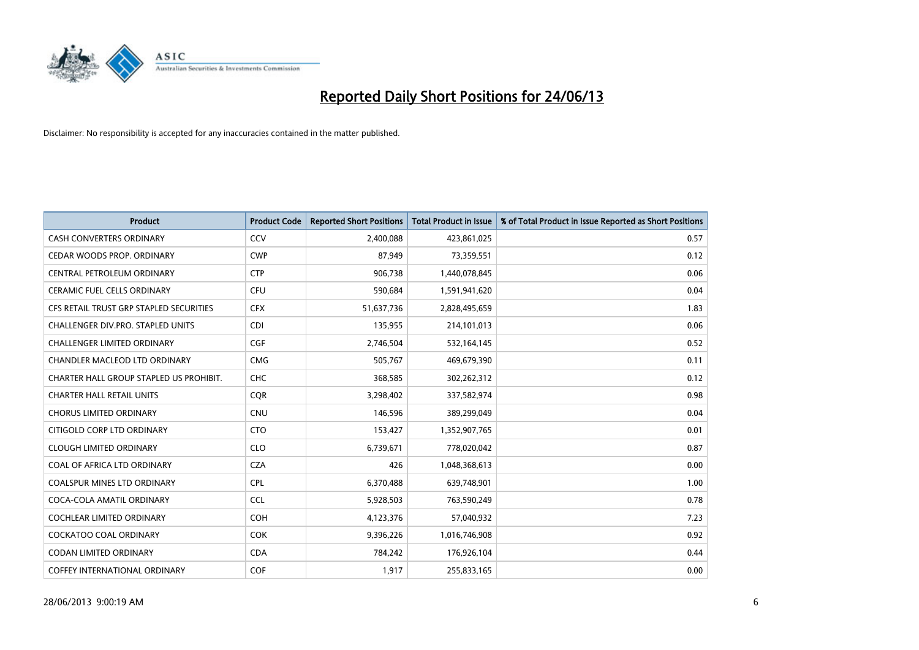# Reported Daily Short Positions for 24/06/13

Disclaimer: No responsibility is accepted for any inaccuracies contained in the matter published.

| Product | Product Code | Reported Short Positions | Total Product in Issue | % of Total Product in Issue Reported as Short Positions |
|---|---|---|---|---|
| CASH CONVERTERS ORDINARY | CCV | 2,400,088 | 423,861,025 | 0.57 |
| CEDAR WOODS PROP. ORDINARY | CWP | 87,949 | 73,359,551 | 0.12 |
| CENTRAL PETROLEUM ORDINARY | CTP | 906,738 | 1,440,078,845 | 0.06 |
| CERAMIC FUEL CELLS ORDINARY | CFU | 590,684 | 1,591,941,620 | 0.04 |
| CFS RETAIL TRUST GRP STAPLED SECURITIES | CFX | 51,637,736 | 2,828,495,659 | 1.83 |
| CHALLENGER DIV.PRO. STAPLED UNITS | CDI | 135,955 | 214,101,013 | 0.06 |
| CHALLENGER LIMITED ORDINARY | CGF | 2,746,504 | 532,164,145 | 0.52 |
| CHANDLER MACLEOD LTD ORDINARY | CMG | 505,767 | 469,679,390 | 0.11 |
| CHARTER HALL GROUP STAPLED US PROHIBIT. | CHC | 368,585 | 302,262,312 | 0.12 |
| CHARTER HALL RETAIL UNITS | CQR | 3,298,402 | 337,582,974 | 0.98 |
| CHORUS LIMITED ORDINARY | CNU | 146,596 | 389,299,049 | 0.04 |
| CITIGOLD CORP LTD ORDINARY | CTO | 153,427 | 1,352,907,765 | 0.01 |
| CLOUGH LIMITED ORDINARY | CLO | 6,739,671 | 778,020,042 | 0.87 |
| COAL OF AFRICA LTD ORDINARY | CZA | 426 | 1,048,368,613 | 0.00 |
| COALSPUR MINES LTD ORDINARY | CPL | 6,370,488 | 639,748,901 | 1.00 |
| COCA-COLA AMATIL ORDINARY | CCL | 5,928,503 | 763,590,249 | 0.78 |
| COCHLEAR LIMITED ORDINARY | COH | 4,123,376 | 57,040,932 | 7.23 |
| COCKATOO COAL ORDINARY | COK | 9,396,226 | 1,016,746,908 | 0.92 |
| CODAN LIMITED ORDINARY | CDA | 784,242 | 176,926,104 | 0.44 |
| COFFEY INTERNATIONAL ORDINARY | COF | 1,917 | 255,833,165 | 0.00 |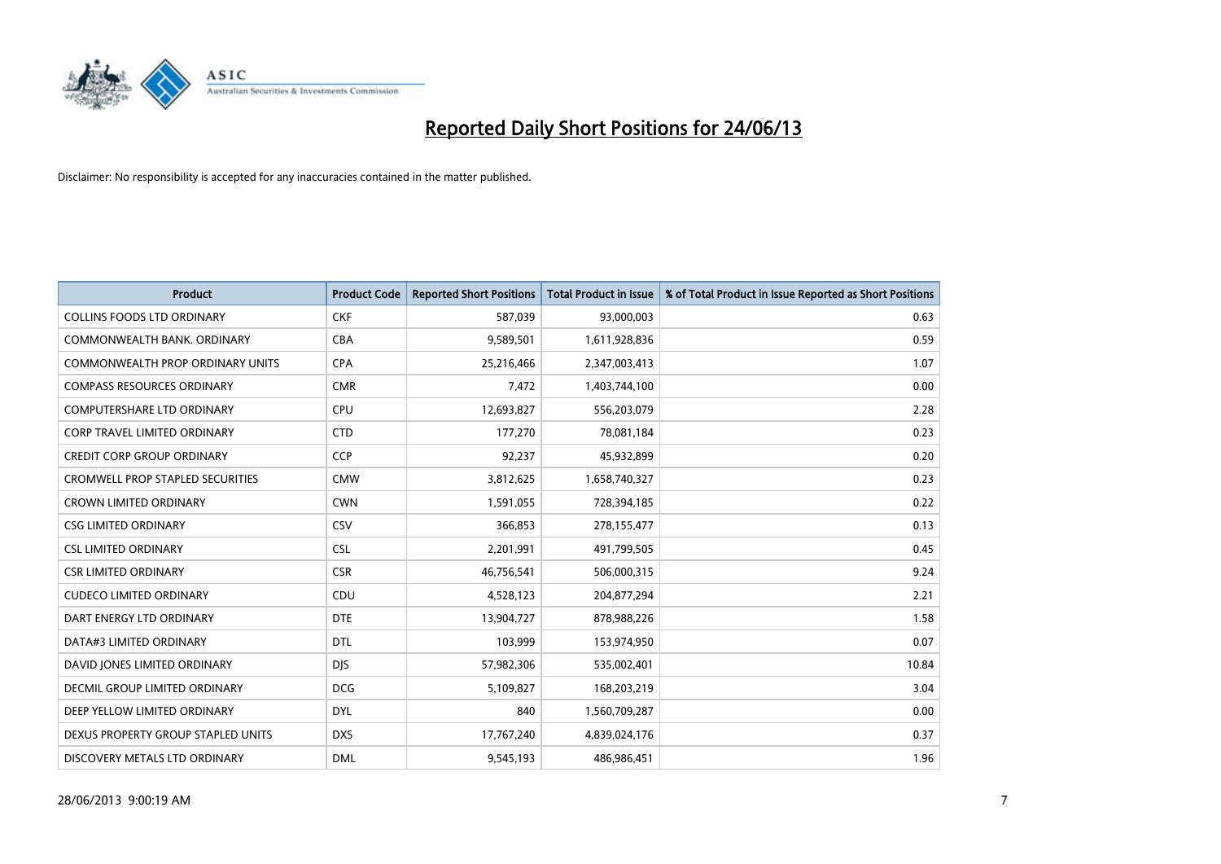# Reported Daily Short Positions for 24/06/13

Disclaimer: No responsibility is accepted for any inaccuracies contained in the matter published.

| Product | Product Code | Reported Short Positions | Total Product in Issue | % of Total Product in Issue Reported as Short Positions |
|---|---|---|---|---|
| COLLINS FOODS LTD ORDINARY | CKF | 587,039 | 93,000,003 | 0.63 |
| COMMONWEALTH BANK. ORDINARY | CBA | 9,589,501 | 1,611,928,836 | 0.59 |
| COMMONWEALTH PROP ORDINARY UNITS | CPA | 25,216,466 | 2,347,003,413 | 1.07 |
| COMPASS RESOURCES ORDINARY | CMR | 7,472 | 1,403,744,100 | 0.00 |
| COMPUTERSHARE LTD ORDINARY | CPU | 12,693,827 | 556,203,079 | 2.28 |
| CORP TRAVEL LIMITED ORDINARY | CTD | 177,270 | 78,081,184 | 0.23 |
| CREDIT CORP GROUP ORDINARY | CCP | 92,237 | 45,932,899 | 0.20 |
| CROMWELL PROP STAPLED SECURITIES | CMW | 3,812,625 | 1,658,740,327 | 0.23 |
| CROWN LIMITED ORDINARY | CWN | 1,591,055 | 728,394,185 | 0.22 |
| CSG LIMITED ORDINARY | CSV | 366,853 | 278,155,477 | 0.13 |
| CSL LIMITED ORDINARY | CSL | 2,201,991 | 491,799,505 | 0.45 |
| CSR LIMITED ORDINARY | CSR | 46,756,541 | 506,000,315 | 9.24 |
| CUDECO LIMITED ORDINARY | CDU | 4,528,123 | 204,877,294 | 2.21 |
| DART ENERGY LTD ORDINARY | DTE | 13,904,727 | 878,988,226 | 1.58 |
| DATA#3 LIMITED ORDINARY | DTL | 103,999 | 153,974,950 | 0.07 |
| DAVID JONES LIMITED ORDINARY | DJS | 57,982,306 | 535,002,401 | 10.84 |
| DECMIL GROUP LIMITED ORDINARY | DCG | 5,109,827 | 168,203,219 | 3.04 |
| DEEP YELLOW LIMITED ORDINARY | DYL | 840 | 1,560,709,287 | 0.00 |
| DEXUS PROPERTY GROUP STAPLED UNITS | DXS | 17,767,240 | 4,839,024,176 | 0.37 |
| DISCOVERY METALS LTD ORDINARY | DML | 9,545,193 | 486,986,451 | 1.96 |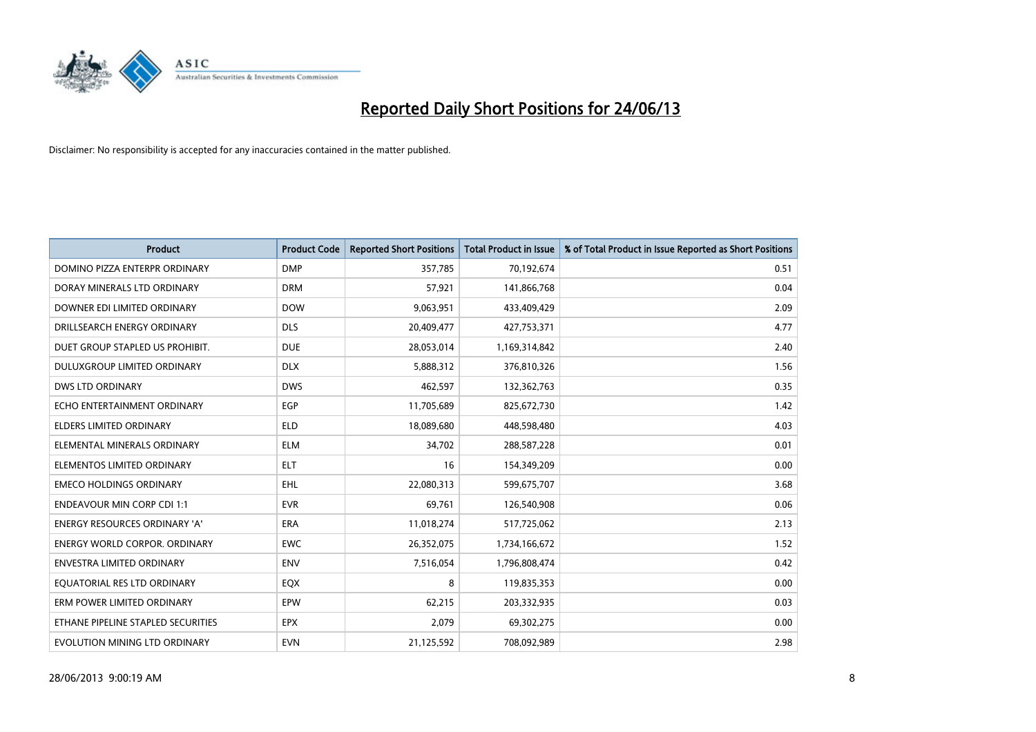# Reported Daily Short Positions for 24/06/13

Disclaimer: No responsibility is accepted for any inaccuracies contained in the matter published.

| Product | Product Code | Reported Short Positions | Total Product in Issue | % of Total Product in Issue Reported as Short Positions |
|---|---|---|---|---|
| DOMINO PIZZA ENTERPR ORDINARY | DMP | 357,785 | 70,192,674 | 0.51 |
| DORAY MINERALS LTD ORDINARY | DRM | 57,921 | 141,866,768 | 0.04 |
| DOWNER EDI LIMITED ORDINARY | DOW | 9,063,951 | 433,409,429 | 2.09 |
| DRILLSEARCH ENERGY ORDINARY | DLS | 20,409,477 | 427,753,371 | 4.77 |
| DUET GROUP STAPLED US PROHIBIT. | DUE | 28,053,014 | 1,169,314,842 | 2.40 |
| DULUXGROUP LIMITED ORDINARY | DLX | 5,888,312 | 376,810,326 | 1.56 |
| DWS LTD ORDINARY | DWS | 462,597 | 132,362,763 | 0.35 |
| ECHO ENTERTAINMENT ORDINARY | EGP | 11,705,689 | 825,672,730 | 1.42 |
| ELDERS LIMITED ORDINARY | ELD | 18,089,680 | 448,598,480 | 4.03 |
| ELEMENTAL MINERALS ORDINARY | ELM | 34,702 | 288,587,228 | 0.01 |
| ELEMENTOS LIMITED ORDINARY | ELT | 16 | 154,349,209 | 0.00 |
| EMECO HOLDINGS ORDINARY | EHL | 22,080,313 | 599,675,707 | 3.68 |
| ENDEAVOUR MIN CORP CDI 1:1 | EVR | 69,761 | 126,540,908 | 0.06 |
| ENERGY RESOURCES ORDINARY 'A' | ERA | 11,018,274 | 517,725,062 | 2.13 |
| ENERGY WORLD CORPOR. ORDINARY | EWC | 26,352,075 | 1,734,166,672 | 1.52 |
| ENVESTRA LIMITED ORDINARY | ENV | 7,516,054 | 1,796,808,474 | 0.42 |
| EQUATORIAL RES LTD ORDINARY | EQX | 8 | 119,835,353 | 0.00 |
| ERM POWER LIMITED ORDINARY | EPW | 62,215 | 203,332,935 | 0.03 |
| ETHANE PIPELINE STAPLED SECURITIES | EPX | 2,079 | 69,302,275 | 0.00 |
| EVOLUTION MINING LTD ORDINARY | EVN | 21,125,592 | 708,092,989 | 2.98 |

28/06/2013 9:00:19 AM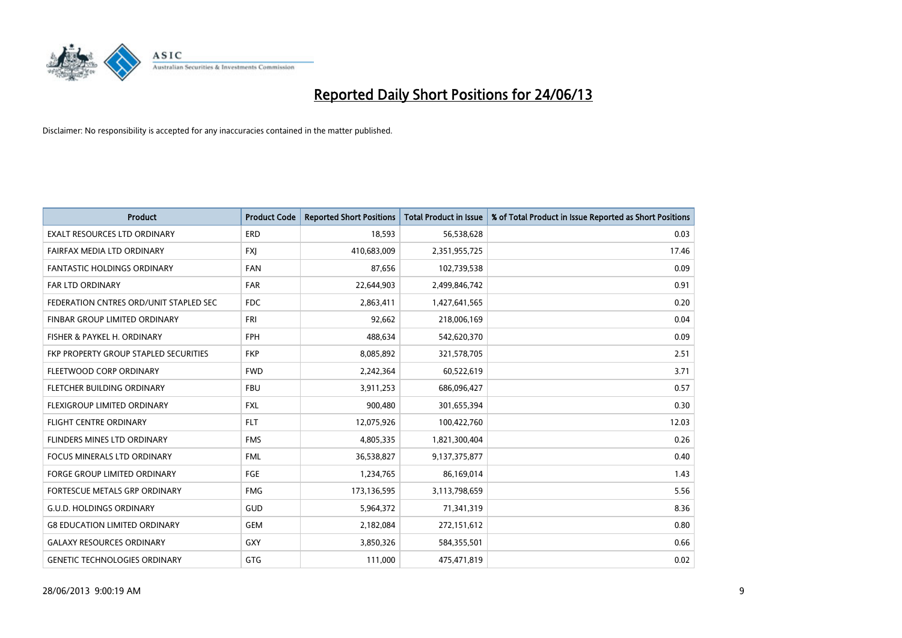# Reported Daily Short Positions for 24/06/13

Disclaimer: No responsibility is accepted for any inaccuracies contained in the matter published.

| Product | Product Code | Reported Short Positions | Total Product in Issue | % of Total Product in Issue Reported as Short Positions |
|---|---|---|---|---|
| EXALT RESOURCES LTD ORDINARY | ERD | 18,593 | 56,538,628 | 0.03 |
| FAIRFAX MEDIA LTD ORDINARY | FXJ | 410,683,009 | 2,351,955,725 | 17.46 |
| FANTASTIC HOLDINGS ORDINARY | FAN | 87,656 | 102,739,538 | 0.09 |
| FAR LTD ORDINARY | FAR | 22,644,903 | 2,499,846,742 | 0.91 |
| FEDERATION CNTRES ORD/UNIT STAPLED SEC | FDC | 2,863,411 | 1,427,641,565 | 0.20 |
| FINBAR GROUP LIMITED ORDINARY | FRI | 92,662 | 218,006,169 | 0.04 |
| FISHER & PAYKEL H. ORDINARY | FPH | 488,634 | 542,620,370 | 0.09 |
| FKP PROPERTY GROUP STAPLED SECURITIES | FKP | 8,085,892 | 321,578,705 | 2.51 |
| FLEETWOOD CORP ORDINARY | FWD | 2,242,364 | 60,522,619 | 3.71 |
| FLETCHER BUILDING ORDINARY | FBU | 3,911,253 | 686,096,427 | 0.57 |
| FLEXIGROUP LIMITED ORDINARY | FXL | 900,480 | 301,655,394 | 0.30 |
| FLIGHT CENTRE ORDINARY | FLT | 12,075,926 | 100,422,760 | 12.03 |
| FLINDERS MINES LTD ORDINARY | FMS | 4,805,335 | 1,821,300,404 | 0.26 |
| FOCUS MINERALS LTD ORDINARY | FML | 36,538,827 | 9,137,375,877 | 0.40 |
| FORGE GROUP LIMITED ORDINARY | FGE | 1,234,765 | 86,169,014 | 1.43 |
| FORTESCUE METALS GRP ORDINARY | FMG | 173,136,595 | 3,113,798,659 | 5.56 |
| G.U.D. HOLDINGS ORDINARY | GUD | 5,964,372 | 71,341,319 | 8.36 |
| G8 EDUCATION LIMITED ORDINARY | GEM | 2,182,084 | 272,151,612 | 0.80 |
| GALAXY RESOURCES ORDINARY | GXY | 3,850,326 | 584,355,501 | 0.66 |
| GENETIC TECHNOLOGIES ORDINARY | GTG | 111,000 | 475,471,819 | 0.02 |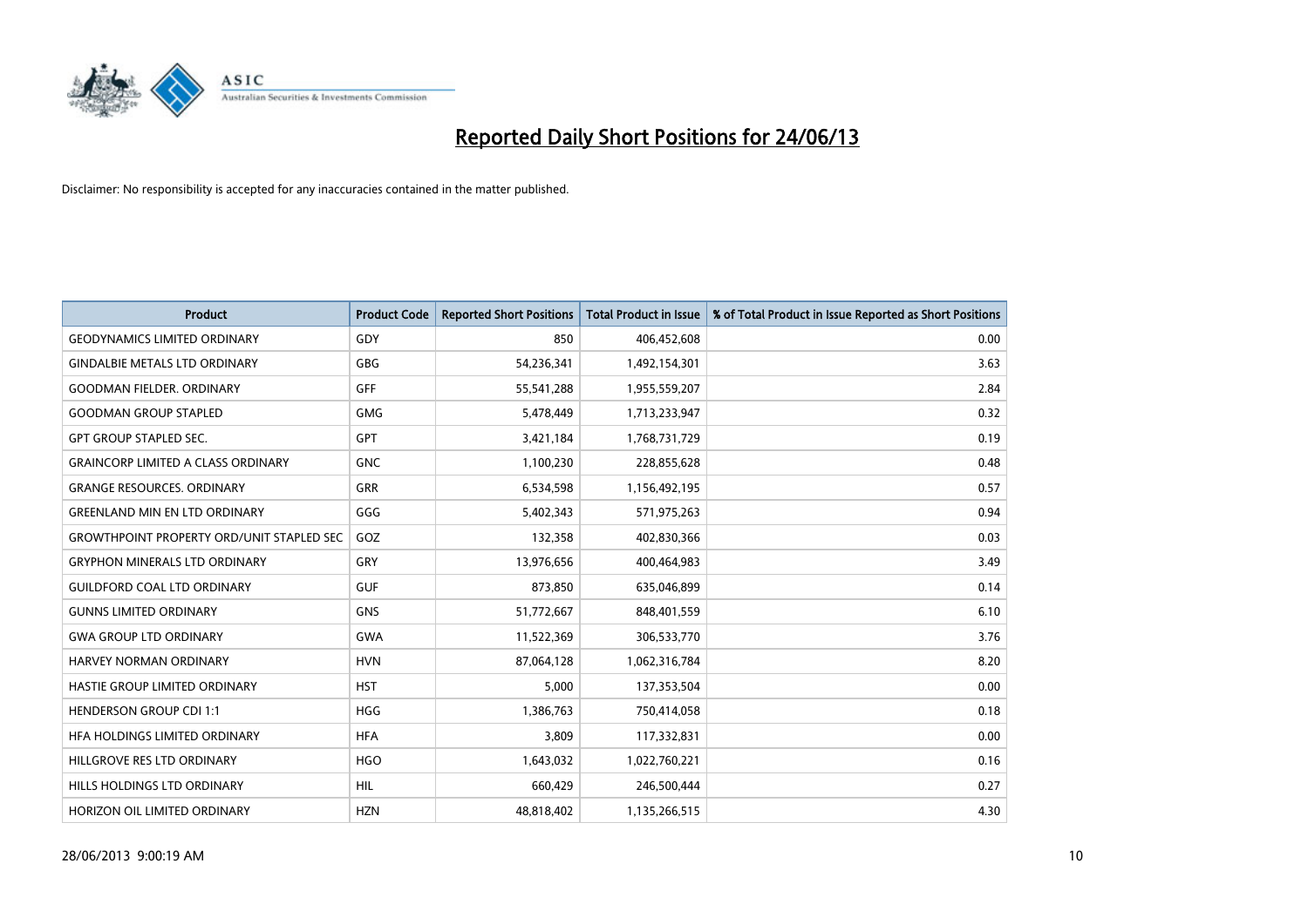# Reported Daily Short Positions for 24/06/13

Disclaimer: No responsibility is accepted for any inaccuracies contained in the matter published.

| Product | Product Code | Reported Short Positions | Total Product in Issue | % of Total Product in Issue Reported as Short Positions |
|---|---|---|---|---|
| GEODYNAMICS LIMITED ORDINARY | GDY | 850 | 406,452,608 | 0.00 |
| GINDALBIE METALS LTD ORDINARY | GBG | 54,236,341 | 1,492,154,301 | 3.63 |
| GOODMAN FIELDER. ORDINARY | GFF | 55,541,288 | 1,955,559,207 | 2.84 |
| GOODMAN GROUP STAPLED | GMG | 5,478,449 | 1,713,233,947 | 0.32 |
| GPT GROUP STAPLED SEC. | GPT | 3,421,184 | 1,768,731,729 | 0.19 |
| GRAINCORP LIMITED A CLASS ORDINARY | GNC | 1,100,230 | 228,855,628 | 0.48 |
| GRANGE RESOURCES. ORDINARY | GRR | 6,534,598 | 1,156,492,195 | 0.57 |
| GREENLAND MIN EN LTD ORDINARY | GGG | 5,402,343 | 571,975,263 | 0.94 |
| GROWTHPOINT PROPERTY ORD/UNIT STAPLED SEC | GOZ | 132,358 | 402,830,366 | 0.03 |
| GRYPHON MINERALS LTD ORDINARY | GRY | 13,976,656 | 400,464,983 | 3.49 |
| GUILDFORD COAL LTD ORDINARY | GUF | 873,850 | 635,046,899 | 0.14 |
| GUNNS LIMITED ORDINARY | GNS | 51,772,667 | 848,401,559 | 6.10 |
| GWA GROUP LTD ORDINARY | GWA | 11,522,369 | 306,533,770 | 3.76 |
| HARVEY NORMAN ORDINARY | HVN | 87,064,128 | 1,062,316,784 | 8.20 |
| HASTIE GROUP LIMITED ORDINARY | HST | 5,000 | 137,353,504 | 0.00 |
| HENDERSON GROUP CDI 1:1 | HGG | 1,386,763 | 750,414,058 | 0.18 |
| HFA HOLDINGS LIMITED ORDINARY | HFA | 3,809 | 117,332,831 | 0.00 |
| HILLGROVE RES LTD ORDINARY | HGO | 1,643,032 | 1,022,760,221 | 0.16 |
| HILLS HOLDINGS LTD ORDINARY | HIL | 660,429 | 246,500,444 | 0.27 |
| HORIZON OIL LIMITED ORDINARY | HZN | 48,818,402 | 1,135,266,515 | 4.30 |

28/06/2013 9:00:19 AM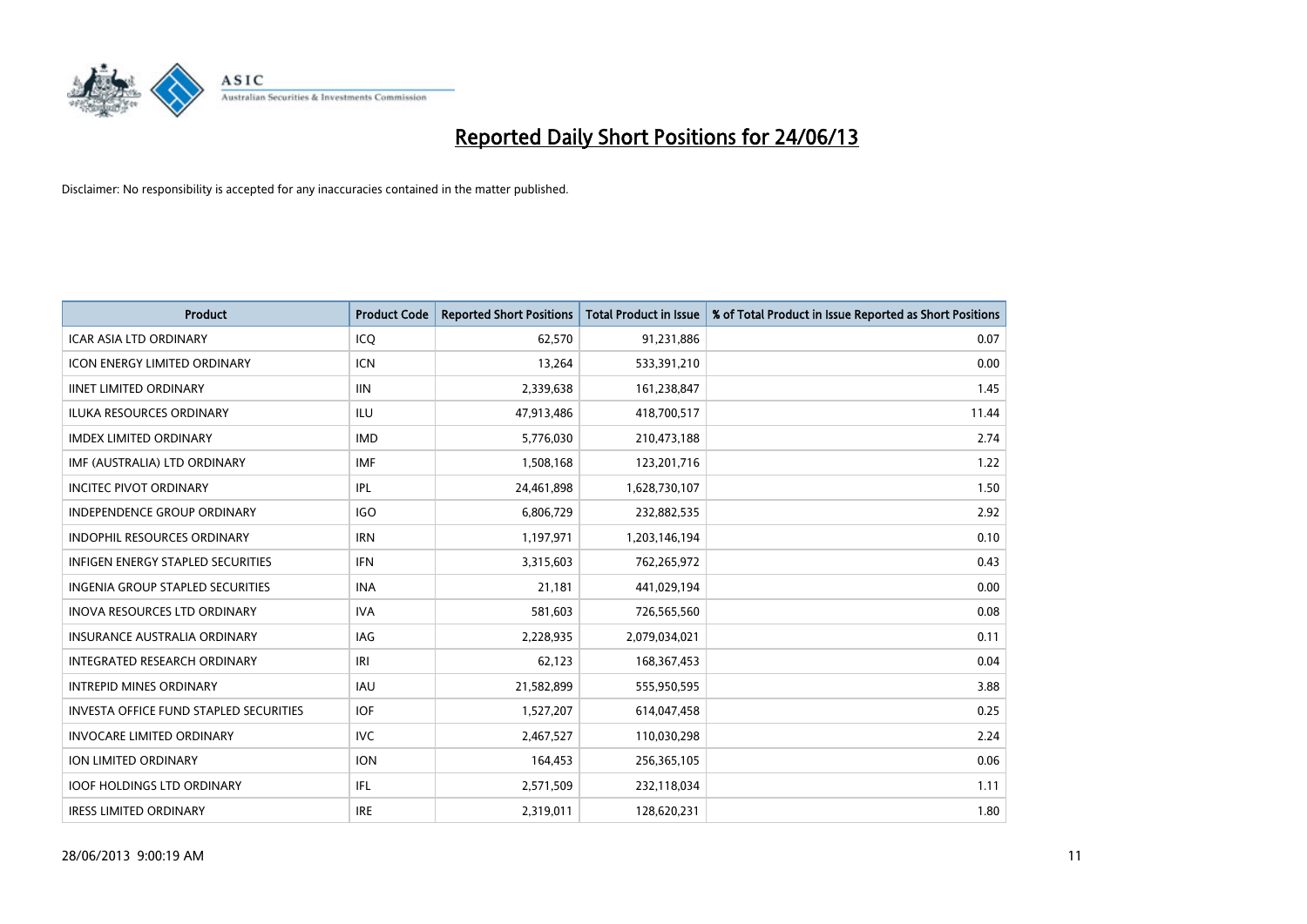# Reported Daily Short Positions for 24/06/13

Disclaimer: No responsibility is accepted for any inaccuracies contained in the matter published.

| Product | Product Code | Reported Short Positions | Total Product in Issue | % of Total Product in Issue Reported as Short Positions |
|---|---|---|---|---|
| ICAR ASIA LTD ORDINARY | ICQ | 62,570 | 91,231,886 | 0.07 |
| ICON ENERGY LIMITED ORDINARY | ICN | 13,264 | 533,391,210 | 0.00 |
| IINET LIMITED ORDINARY | IIN | 2,339,638 | 161,238,847 | 1.45 |
| ILUKA RESOURCES ORDINARY | ILU | 47,913,486 | 418,700,517 | 11.44 |
| IMDEX LIMITED ORDINARY | IMD | 5,776,030 | 210,473,188 | 2.74 |
| IMF (AUSTRALIA) LTD ORDINARY | IMF | 1,508,168 | 123,201,716 | 1.22 |
| INCITEC PIVOT ORDINARY | IPL | 24,461,898 | 1,628,730,107 | 1.50 |
| INDEPENDENCE GROUP ORDINARY | IGO | 6,806,729 | 232,882,535 | 2.92 |
| INDOPHIL RESOURCES ORDINARY | IRN | 1,197,971 | 1,203,146,194 | 0.10 |
| INFIGEN ENERGY STAPLED SECURITIES | IFN | 3,315,603 | 762,265,972 | 0.43 |
| INGENIA GROUP STAPLED SECURITIES | INA | 21,181 | 441,029,194 | 0.00 |
| INOVA RESOURCES LTD ORDINARY | IVA | 581,603 | 726,565,560 | 0.08 |
| INSURANCE AUSTRALIA ORDINARY | IAG | 2,228,935 | 2,079,034,021 | 0.11 |
| INTEGRATED RESEARCH ORDINARY | IRI | 62,123 | 168,367,453 | 0.04 |
| INTREPID MINES ORDINARY | IAU | 21,582,899 | 555,950,595 | 3.88 |
| INVESTA OFFICE FUND STAPLED SECURITIES | IOF | 1,527,207 | 614,047,458 | 0.25 |
| INVOCARE LIMITED ORDINARY | IVC | 2,467,527 | 110,030,298 | 2.24 |
| ION LIMITED ORDINARY | ION | 164,453 | 256,365,105 | 0.06 |
| IOOF HOLDINGS LTD ORDINARY | IFL | 2,571,509 | 232,118,034 | 1.11 |
| IRESS LIMITED ORDINARY | IRE | 2,319,011 | 128,620,231 | 1.80 |

28/06/2013 9:00:19 AM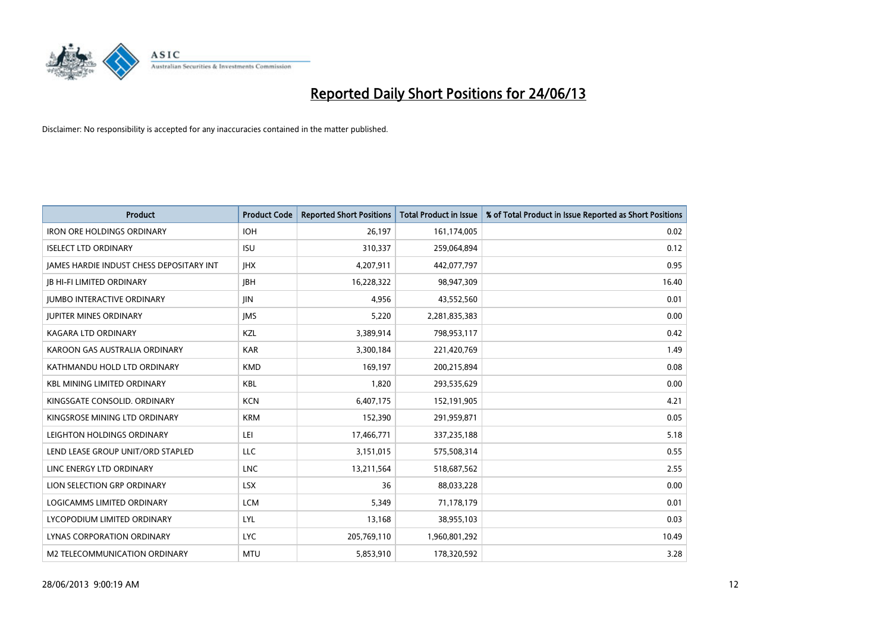# Reported Daily Short Positions for 24/06/13

Disclaimer: No responsibility is accepted for any inaccuracies contained in the matter published.

| Product | Product Code | Reported Short Positions | Total Product in Issue | % of Total Product in Issue Reported as Short Positions |
|---|---|---|---|---|
| IRON ORE HOLDINGS ORDINARY | IOH | 26,197 | 161,174,005 | 0.02 |
| ISELECT LTD ORDINARY | ISU | 310,337 | 259,064,894 | 0.12 |
| JAMES HARDIE INDUST CHESS DEPOSITARY INT | JHX | 4,207,911 | 442,077,797 | 0.95 |
| JB HI-FI LIMITED ORDINARY | JBH | 16,228,322 | 98,947,309 | 16.40 |
| JUMBO INTERACTIVE ORDINARY | JIN | 4,956 | 43,552,560 | 0.01 |
| JUPITER MINES ORDINARY | JMS | 5,220 | 2,281,835,383 | 0.00 |
| KAGARA LTD ORDINARY | KZL | 3,389,914 | 798,953,117 | 0.42 |
| KAROON GAS AUSTRALIA ORDINARY | KAR | 3,300,184 | 221,420,769 | 1.49 |
| KATHMANDU HOLD LTD ORDINARY | KMD | 169,197 | 200,215,894 | 0.08 |
| KBL MINING LIMITED ORDINARY | KBL | 1,820 | 293,535,629 | 0.00 |
| KINGSGATE CONSOLID. ORDINARY | KCN | 6,407,175 | 152,191,905 | 4.21 |
| KINGSROSE MINING LTD ORDINARY | KRM | 152,390 | 291,959,871 | 0.05 |
| LEIGHTON HOLDINGS ORDINARY | LEI | 17,466,771 | 337,235,188 | 5.18 |
| LEND LEASE GROUP UNIT/ORD STAPLED | LLC | 3,151,015 | 575,508,314 | 0.55 |
| LINC ENERGY LTD ORDINARY | LNC | 13,211,564 | 518,687,562 | 2.55 |
| LION SELECTION GRP ORDINARY | LSX | 36 | 88,033,228 | 0.00 |
| LOGICAMMS LIMITED ORDINARY | LCM | 5,349 | 71,178,179 | 0.01 |
| LYCOPODIUM LIMITED ORDINARY | LYL | 13,168 | 38,955,103 | 0.03 |
| LYNAS CORPORATION ORDINARY | LYC | 205,769,110 | 1,960,801,292 | 10.49 |
| M2 TELECOMMUNICATION ORDINARY | MTU | 5,853,910 | 178,320,592 | 3.28 |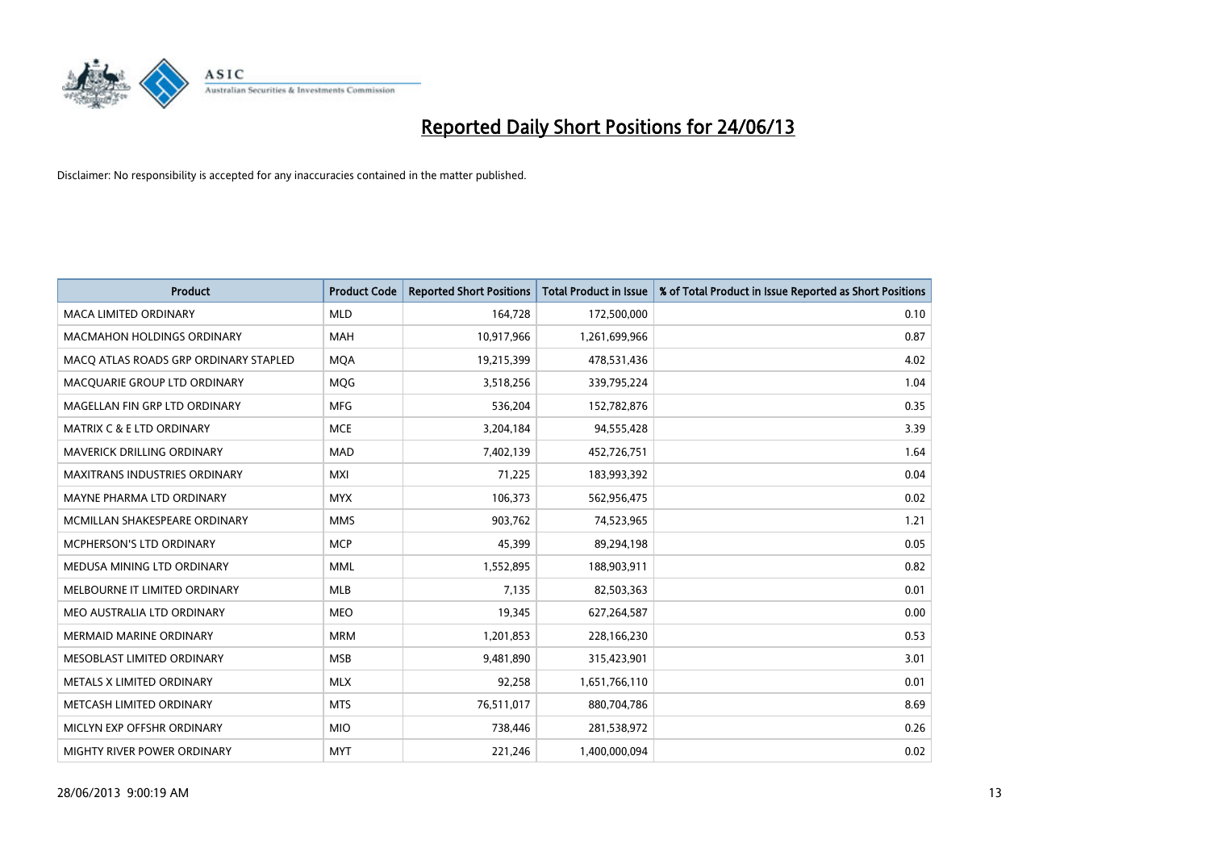# Reported Daily Short Positions for 24/06/13

Disclaimer: No responsibility is accepted for any inaccuracies contained in the matter published.

| Product | Product Code | Reported Short Positions | Total Product in Issue | % of Total Product in Issue Reported as Short Positions |
|---|---|---|---|---|
| MACA LIMITED ORDINARY | MLD | 164,728 | 172,500,000 | 0.10 |
| MACMAHON HOLDINGS ORDINARY | MAH | 10,917,966 | 1,261,699,966 | 0.87 |
| MACQ ATLAS ROADS GRP ORDINARY STAPLED | MQA | 19,215,399 | 478,531,436 | 4.02 |
| MACQUARIE GROUP LTD ORDINARY | MQG | 3,518,256 | 339,795,224 | 1.04 |
| MAGELLAN FIN GRP LTD ORDINARY | MFG | 536,204 | 152,782,876 | 0.35 |
| MATRIX C & E LTD ORDINARY | MCE | 3,204,184 | 94,555,428 | 3.39 |
| MAVERICK DRILLING ORDINARY | MAD | 7,402,139 | 452,726,751 | 1.64 |
| MAXITRANS INDUSTRIES ORDINARY | MXI | 71,225 | 183,993,392 | 0.04 |
| MAYNE PHARMA LTD ORDINARY | MYX | 106,373 | 562,956,475 | 0.02 |
| MCMILLAN SHAKESPEARE ORDINARY | MMS | 903,762 | 74,523,965 | 1.21 |
| MCPHERSON'S LTD ORDINARY | MCP | 45,399 | 89,294,198 | 0.05 |
| MEDUSA MINING LTD ORDINARY | MML | 1,552,895 | 188,903,911 | 0.82 |
| MELBOURNE IT LIMITED ORDINARY | MLB | 7,135 | 82,503,363 | 0.01 |
| MEO AUSTRALIA LTD ORDINARY | MEO | 19,345 | 627,264,587 | 0.00 |
| MERMAID MARINE ORDINARY | MRM | 1,201,853 | 228,166,230 | 0.53 |
| MESOBLAST LIMITED ORDINARY | MSB | 9,481,890 | 315,423,901 | 3.01 |
| METALS X LIMITED ORDINARY | MLX | 92,258 | 1,651,766,110 | 0.01 |
| METCASH LIMITED ORDINARY | MTS | 76,511,017 | 880,704,786 | 8.69 |
| MICLYN EXP OFFSHR ORDINARY | MIO | 738,446 | 281,538,972 | 0.26 |
| MIGHTY RIVER POWER ORDINARY | MYT | 221,246 | 1,400,000,094 | 0.02 |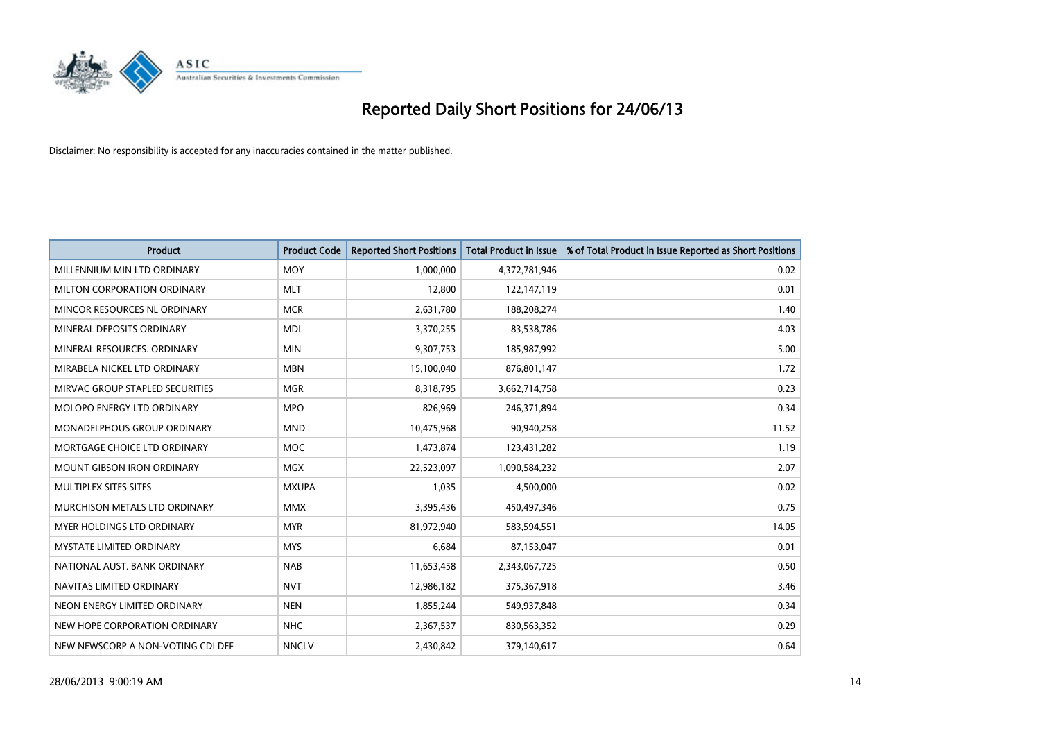# Reported Daily Short Positions for 24/06/13

Disclaimer: No responsibility is accepted for any inaccuracies contained in the matter published.

| Product | Product Code | Reported Short Positions | Total Product in Issue | % of Total Product in Issue Reported as Short Positions |
|---|---|---|---|---|
| MILLENNIUM MIN LTD ORDINARY | MOY | 1,000,000 | 4,372,781,946 | 0.02 |
| MILTON CORPORATION ORDINARY | MLT | 12,800 | 122,147,119 | 0.01 |
| MINCOR RESOURCES NL ORDINARY | MCR | 2,631,780 | 188,208,274 | 1.40 |
| MINERAL DEPOSITS ORDINARY | MDL | 3,370,255 | 83,538,786 | 4.03 |
| MINERAL RESOURCES. ORDINARY | MIN | 9,307,753 | 185,987,992 | 5.00 |
| MIRABELA NICKEL LTD ORDINARY | MBN | 15,100,040 | 876,801,147 | 1.72 |
| MIRVAC GROUP STAPLED SECURITIES | MGR | 8,318,795 | 3,662,714,758 | 0.23 |
| MOLOPO ENERGY LTD ORDINARY | MPO | 826,969 | 246,371,894 | 0.34 |
| MONADELPHOUS GROUP ORDINARY | MND | 10,475,968 | 90,940,258 | 11.52 |
| MORTGAGE CHOICE LTD ORDINARY | MOC | 1,473,874 | 123,431,282 | 1.19 |
| MOUNT GIBSON IRON ORDINARY | MGX | 22,523,097 | 1,090,584,232 | 2.07 |
| MULTIPLEX SITES SITES | MXUPA | 1,035 | 4,500,000 | 0.02 |
| MURCHISON METALS LTD ORDINARY | MMX | 3,395,436 | 450,497,346 | 0.75 |
| MYER HOLDINGS LTD ORDINARY | MYR | 81,972,940 | 583,594,551 | 14.05 |
| MYSTATE LIMITED ORDINARY | MYS | 6,684 | 87,153,047 | 0.01 |
| NATIONAL AUST. BANK ORDINARY | NAB | 11,653,458 | 2,343,067,725 | 0.50 |
| NAVITAS LIMITED ORDINARY | NVT | 12,986,182 | 375,367,918 | 3.46 |
| NEON ENERGY LIMITED ORDINARY | NEN | 1,855,244 | 549,937,848 | 0.34 |
| NEW HOPE CORPORATION ORDINARY | NHC | 2,367,537 | 830,563,352 | 0.29 |
| NEW NEWSCORP A NON-VOTING CDI DEF | NNCLV | 2,430,842 | 379,140,617 | 0.64 |

28/06/2013 9:00:19 AM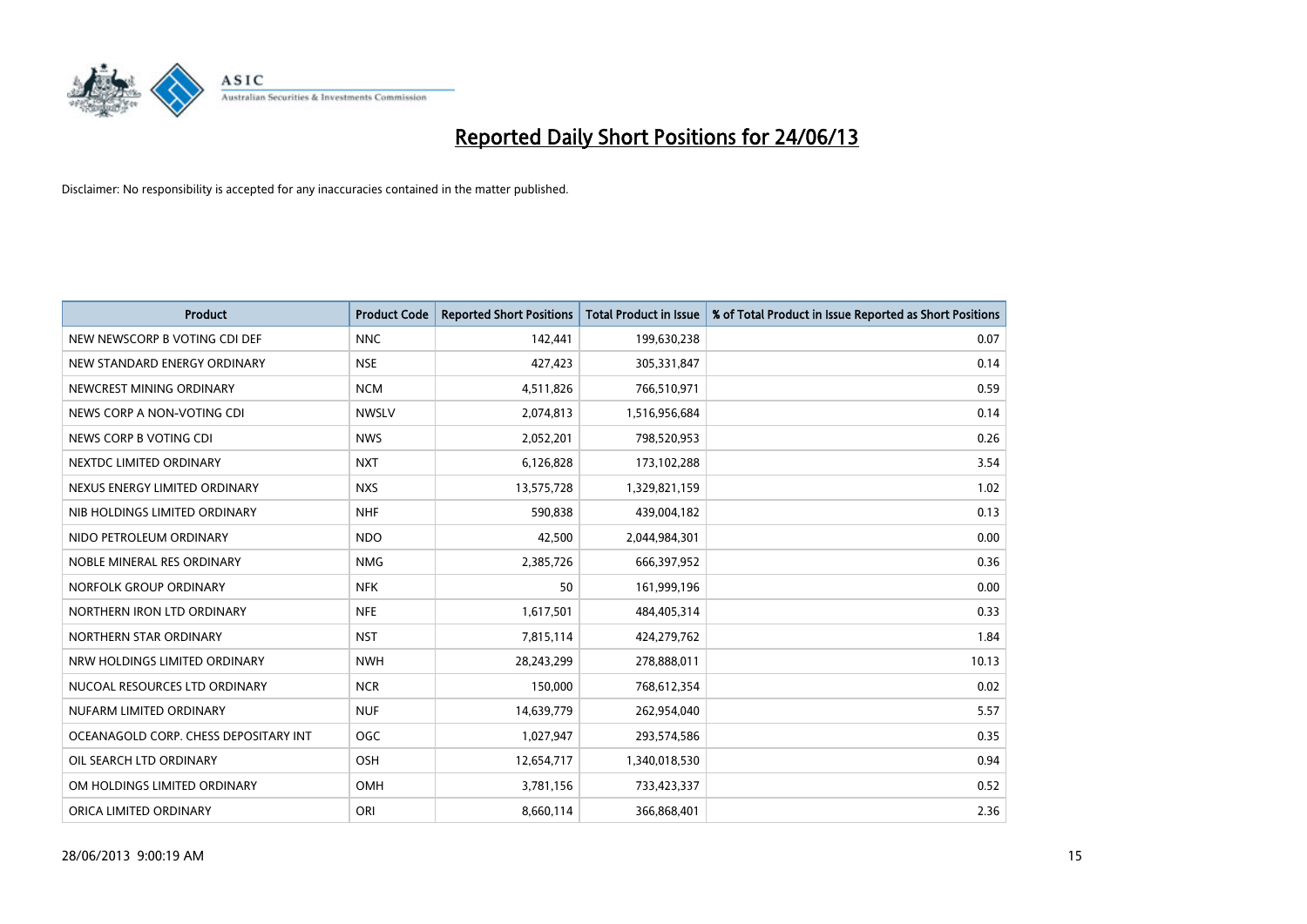# Reported Daily Short Positions for 24/06/13

Disclaimer: No responsibility is accepted for any inaccuracies contained in the matter published.

| Product | Product Code | Reported Short Positions | Total Product in Issue | % of Total Product in Issue Reported as Short Positions |
|---|---|---|---|---|
| NEW NEWSCORP B VOTING CDI DEF | NNC | 142,441 | 199,630,238 | 0.07 |
| NEW STANDARD ENERGY ORDINARY | NSE | 427,423 | 305,331,847 | 0.14 |
| NEWCREST MINING ORDINARY | NCM | 4,511,826 | 766,510,971 | 0.59 |
| NEWS CORP A NON-VOTING CDI | NWSLV | 2,074,813 | 1,516,956,684 | 0.14 |
| NEWS CORP B VOTING CDI | NWS | 2,052,201 | 798,520,953 | 0.26 |
| NEXTDC LIMITED ORDINARY | NXT | 6,126,828 | 173,102,288 | 3.54 |
| NEXUS ENERGY LIMITED ORDINARY | NXS | 13,575,728 | 1,329,821,159 | 1.02 |
| NIB HOLDINGS LIMITED ORDINARY | NHF | 590,838 | 439,004,182 | 0.13 |
| NIDO PETROLEUM ORDINARY | NDO | 42,500 | 2,044,984,301 | 0.00 |
| NOBLE MINERAL RES ORDINARY | NMG | 2,385,726 | 666,397,952 | 0.36 |
| NORFOLK GROUP ORDINARY | NFK | 50 | 161,999,196 | 0.00 |
| NORTHERN IRON LTD ORDINARY | NFE | 1,617,501 | 484,405,314 | 0.33 |
| NORTHERN STAR ORDINARY | NST | 7,815,114 | 424,279,762 | 1.84 |
| NRW HOLDINGS LIMITED ORDINARY | NWH | 28,243,299 | 278,888,011 | 10.13 |
| NUCOAL RESOURCES LTD ORDINARY | NCR | 150,000 | 768,612,354 | 0.02 |
| NUFARM LIMITED ORDINARY | NUF | 14,639,779 | 262,954,040 | 5.57 |
| OCEANAGOLD CORP. CHESS DEPOSITARY INT | OGC | 1,027,947 | 293,574,586 | 0.35 |
| OIL SEARCH LTD ORDINARY | OSH | 12,654,717 | 1,340,018,530 | 0.94 |
| OM HOLDINGS LIMITED ORDINARY | OMH | 3,781,156 | 733,423,337 | 0.52 |
| ORICA LIMITED ORDINARY | ORI | 8,660,114 | 366,868,401 | 2.36 |

28/06/2013 9:00:19 AM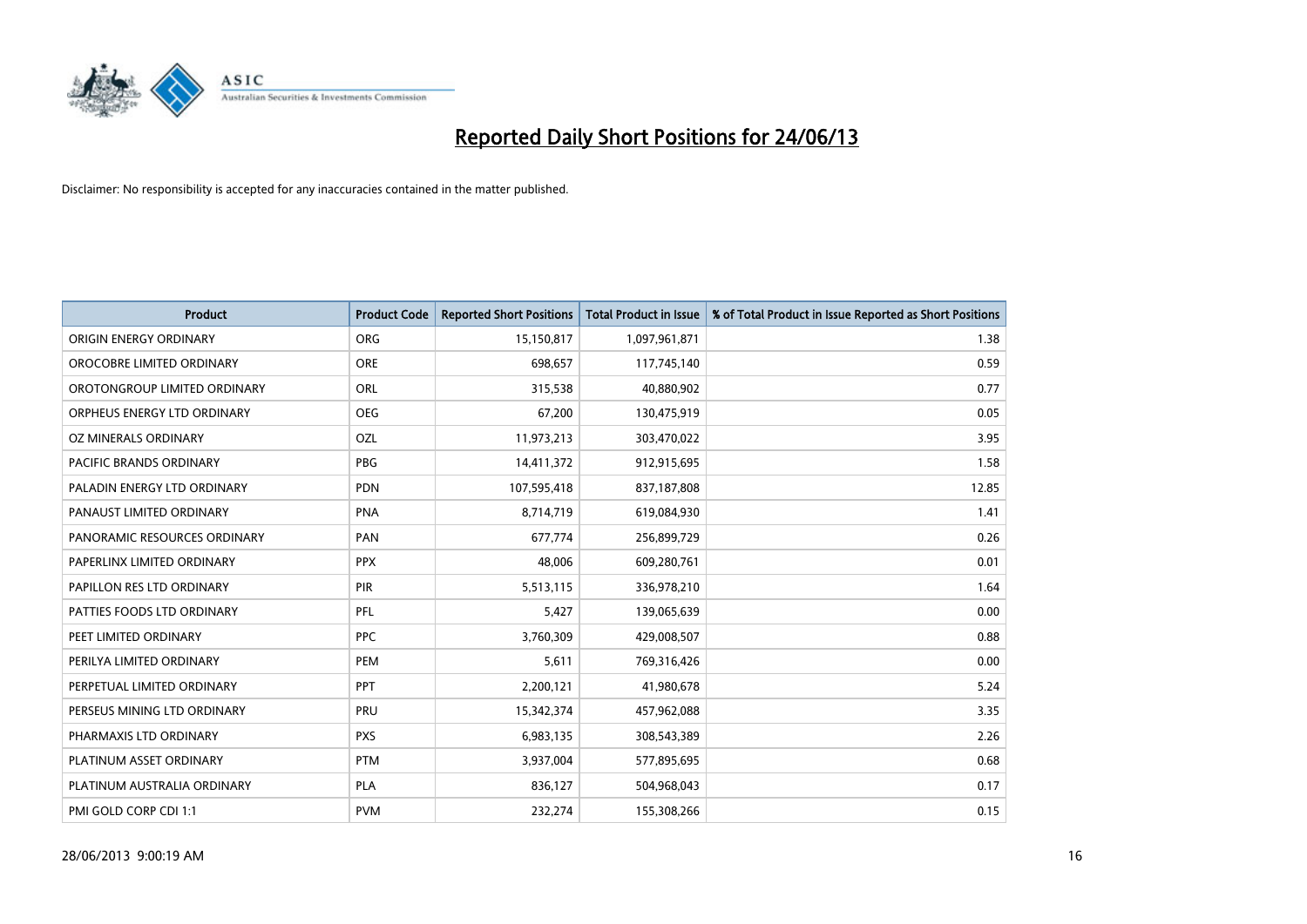# Reported Daily Short Positions for 24/06/13

Disclaimer: No responsibility is accepted for any inaccuracies contained in the matter published.

| Product | Product Code | Reported Short Positions | Total Product in Issue | % of Total Product in Issue Reported as Short Positions |
|---|---|---|---|---|
| ORIGIN ENERGY ORDINARY | ORG | 15,150,817 | 1,097,961,871 | 1.38 |
| OROCOBRE LIMITED ORDINARY | ORE | 698,657 | 117,745,140 | 0.59 |
| OROTONGROUP LIMITED ORDINARY | ORL | 315,538 | 40,880,902 | 0.77 |
| ORPHEUS ENERGY LTD ORDINARY | OEG | 67,200 | 130,475,919 | 0.05 |
| OZ MINERALS ORDINARY | OZL | 11,973,213 | 303,470,022 | 3.95 |
| PACIFIC BRANDS ORDINARY | PBG | 14,411,372 | 912,915,695 | 1.58 |
| PALADIN ENERGY LTD ORDINARY | PDN | 107,595,418 | 837,187,808 | 12.85 |
| PANAUST LIMITED ORDINARY | PNA | 8,714,719 | 619,084,930 | 1.41 |
| PANORAMIC RESOURCES ORDINARY | PAN | 677,774 | 256,899,729 | 0.26 |
| PAPERLINX LIMITED ORDINARY | PPX | 48,006 | 609,280,761 | 0.01 |
| PAPILLON RES LTD ORDINARY | PIR | 5,513,115 | 336,978,210 | 1.64 |
| PATTIES FOODS LTD ORDINARY | PFL | 5,427 | 139,065,639 | 0.00 |
| PEET LIMITED ORDINARY | PPC | 3,760,309 | 429,008,507 | 0.88 |
| PERILYA LIMITED ORDINARY | PEM | 5,611 | 769,316,426 | 0.00 |
| PERPETUAL LIMITED ORDINARY | PPT | 2,200,121 | 41,980,678 | 5.24 |
| PERSEUS MINING LTD ORDINARY | PRU | 15,342,374 | 457,962,088 | 3.35 |
| PHARMAXIS LTD ORDINARY | PXS | 6,983,135 | 308,543,389 | 2.26 |
| PLATINUM ASSET ORDINARY | PTM | 3,937,004 | 577,895,695 | 0.68 |
| PLATINUM AUSTRALIA ORDINARY | PLA | 836,127 | 504,968,043 | 0.17 |
| PMI GOLD CORP CDI 1:1 | PVM | 232,274 | 155,308,266 | 0.15 |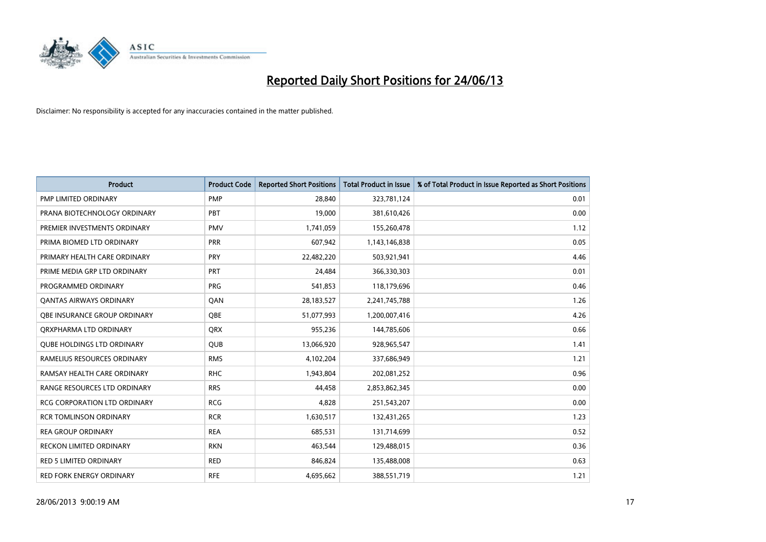# Reported Daily Short Positions for 24/06/13

Disclaimer: No responsibility is accepted for any inaccuracies contained in the matter published.

| Product | Product Code | Reported Short Positions | Total Product in Issue | % of Total Product in Issue Reported as Short Positions |
| --- | --- | --- | --- | --- |
| PMP LIMITED ORDINARY | PMP | 28,840 | 323,781,124 | 0.01 |
| PRANA BIOTECHNOLOGY ORDINARY | PBT | 19,000 | 381,610,426 | 0.00 |
| PREMIER INVESTMENTS ORDINARY | PMV | 1,741,059 | 155,260,478 | 1.12 |
| PRIMA BIOMED LTD ORDINARY | PRR | 607,942 | 1,143,146,838 | 0.05 |
| PRIMARY HEALTH CARE ORDINARY | PRY | 22,482,220 | 503,921,941 | 4.46 |
| PRIME MEDIA GRP LTD ORDINARY | PRT | 24,484 | 366,330,303 | 0.01 |
| PROGRAMMED ORDINARY | PRG | 541,853 | 118,179,696 | 0.46 |
| QANTAS AIRWAYS ORDINARY | QAN | 28,183,527 | 2,241,745,788 | 1.26 |
| QBE INSURANCE GROUP ORDINARY | QBE | 51,077,993 | 1,200,007,416 | 4.26 |
| QRXPHARMA LTD ORDINARY | QRX | 955,236 | 144,785,606 | 0.66 |
| QUBE HOLDINGS LTD ORDINARY | QUB | 13,066,920 | 928,965,547 | 1.41 |
| RAMELIUS RESOURCES ORDINARY | RMS | 4,102,204 | 337,686,949 | 1.21 |
| RAMSAY HEALTH CARE ORDINARY | RHC | 1,943,804 | 202,081,252 | 0.96 |
| RANGE RESOURCES LTD ORDINARY | RRS | 44,458 | 2,853,862,345 | 0.00 |
| RCG CORPORATION LTD ORDINARY | RCG | 4,828 | 251,543,207 | 0.00 |
| RCR TOMLINSON ORDINARY | RCR | 1,630,517 | 132,431,265 | 1.23 |
| REA GROUP ORDINARY | REA | 685,531 | 131,714,699 | 0.52 |
| RECKON LIMITED ORDINARY | RKN | 463,544 | 129,488,015 | 0.36 |
| RED 5 LIMITED ORDINARY | RED | 846,824 | 135,488,008 | 0.63 |
| RED FORK ENERGY ORDINARY | RFE | 4,695,662 | 388,551,719 | 1.21 |

28/06/2013 9:00:19 AM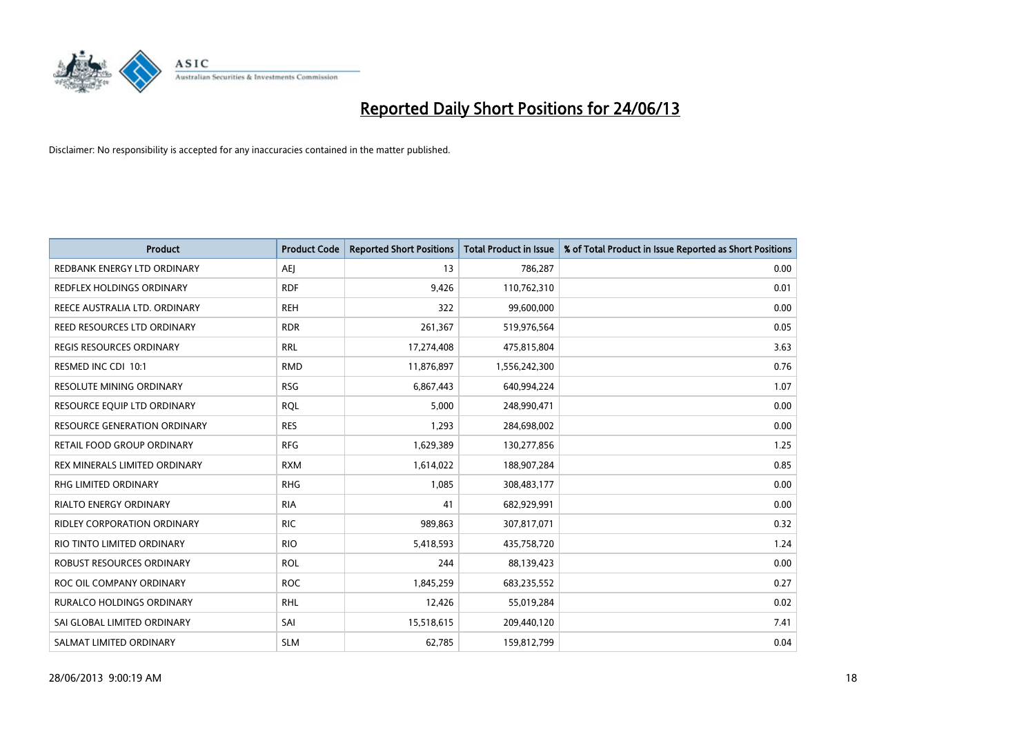# Reported Daily Short Positions for 24/06/13

Disclaimer: No responsibility is accepted for any inaccuracies contained in the matter published.

| Product | Product Code | Reported Short Positions | Total Product in Issue | % of Total Product in Issue Reported as Short Positions |
|---|---|---|---|---|
| REDBANK ENERGY LTD ORDINARY | AEJ | 13 | 786,287 | 0.00 |
| REDFLEX HOLDINGS ORDINARY | RDF | 9,426 | 110,762,310 | 0.01 |
| REECE AUSTRALIA LTD. ORDINARY | REH | 322 | 99,600,000 | 0.00 |
| REED RESOURCES LTD ORDINARY | RDR | 261,367 | 519,976,564 | 0.05 |
| REGIS RESOURCES ORDINARY | RRL | 17,274,408 | 475,815,804 | 3.63 |
| RESMED INC CDI 10:1 | RMD | 11,876,897 | 1,556,242,300 | 0.76 |
| RESOLUTE MINING ORDINARY | RSG | 6,867,443 | 640,994,224 | 1.07 |
| RESOURCE EQUIP LTD ORDINARY | RQL | 5,000 | 248,990,471 | 0.00 |
| RESOURCE GENERATION ORDINARY | RES | 1,293 | 284,698,002 | 0.00 |
| RETAIL FOOD GROUP ORDINARY | RFG | 1,629,389 | 130,277,856 | 1.25 |
| REX MINERALS LIMITED ORDINARY | RXM | 1,614,022 | 188,907,284 | 0.85 |
| RHG LIMITED ORDINARY | RHG | 1,085 | 308,483,177 | 0.00 |
| RIALTO ENERGY ORDINARY | RIA | 41 | 682,929,991 | 0.00 |
| RIDLEY CORPORATION ORDINARY | RIC | 989,863 | 307,817,071 | 0.32 |
| RIO TINTO LIMITED ORDINARY | RIO | 5,418,593 | 435,758,720 | 1.24 |
| ROBUST RESOURCES ORDINARY | ROL | 244 | 88,139,423 | 0.00 |
| ROC OIL COMPANY ORDINARY | ROC | 1,845,259 | 683,235,552 | 0.27 |
| RURALCO HOLDINGS ORDINARY | RHL | 12,426 | 55,019,284 | 0.02 |
| SAI GLOBAL LIMITED ORDINARY | SAI | 15,518,615 | 209,440,120 | 7.41 |
| SALMAT LIMITED ORDINARY | SLM | 62,785 | 159,812,799 | 0.04 |

28/06/2013 9:00:19 AM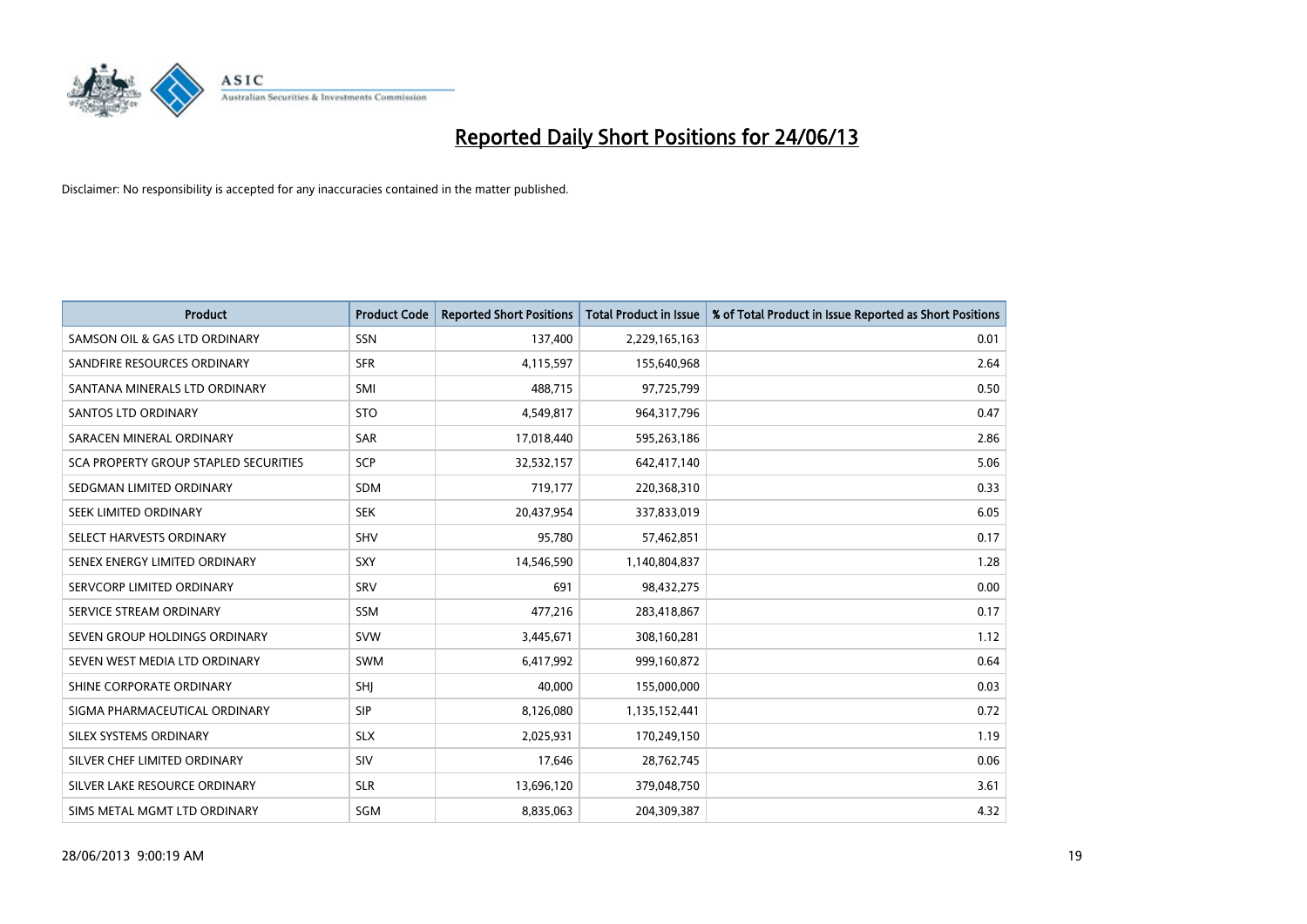# Reported Daily Short Positions for 24/06/13

Disclaimer: No responsibility is accepted for any inaccuracies contained in the matter published.

| Product | Product Code | Reported Short Positions | Total Product in Issue | % of Total Product in Issue Reported as Short Positions |
|---|---|---|---|---|
| SAMSON OIL & GAS LTD ORDINARY | SSN | 137,400 | 2,229,165,163 | 0.01 |
| SANDFIRE RESOURCES ORDINARY | SFR | 4,115,597 | 155,640,968 | 2.64 |
| SANTANA MINERALS LTD ORDINARY | SMI | 488,715 | 97,725,799 | 0.50 |
| SANTOS LTD ORDINARY | STO | 4,549,817 | 964,317,796 | 0.47 |
| SARACEN MINERAL ORDINARY | SAR | 17,018,440 | 595,263,186 | 2.86 |
| SCA PROPERTY GROUP STAPLED SECURITIES | SCP | 32,532,157 | 642,417,140 | 5.06 |
| SEDGMAN LIMITED ORDINARY | SDM | 719,177 | 220,368,310 | 0.33 |
| SEEK LIMITED ORDINARY | SEK | 20,437,954 | 337,833,019 | 6.05 |
| SELECT HARVESTS ORDINARY | SHV | 95,780 | 57,462,851 | 0.17 |
| SENEX ENERGY LIMITED ORDINARY | SXY | 14,546,590 | 1,140,804,837 | 1.28 |
| SERVCORP LIMITED ORDINARY | SRV | 691 | 98,432,275 | 0.00 |
| SERVICE STREAM ORDINARY | SSM | 477,216 | 283,418,867 | 0.17 |
| SEVEN GROUP HOLDINGS ORDINARY | SVW | 3,445,671 | 308,160,281 | 1.12 |
| SEVEN WEST MEDIA LTD ORDINARY | SWM | 6,417,992 | 999,160,872 | 0.64 |
| SHINE CORPORATE ORDINARY | SHJ | 40,000 | 155,000,000 | 0.03 |
| SIGMA PHARMACEUTICAL ORDINARY | SIP | 8,126,080 | 1,135,152,441 | 0.72 |
| SILEX SYSTEMS ORDINARY | SLX | 2,025,931 | 170,249,150 | 1.19 |
| SILVER CHEF LIMITED ORDINARY | SIV | 17,646 | 28,762,745 | 0.06 |
| SILVER LAKE RESOURCE ORDINARY | SLR | 13,696,120 | 379,048,750 | 3.61 |
| SIMS METAL MGMT LTD ORDINARY | SGM | 8,835,063 | 204,309,387 | 4.32 |

28/06/2013 9:00:19 AM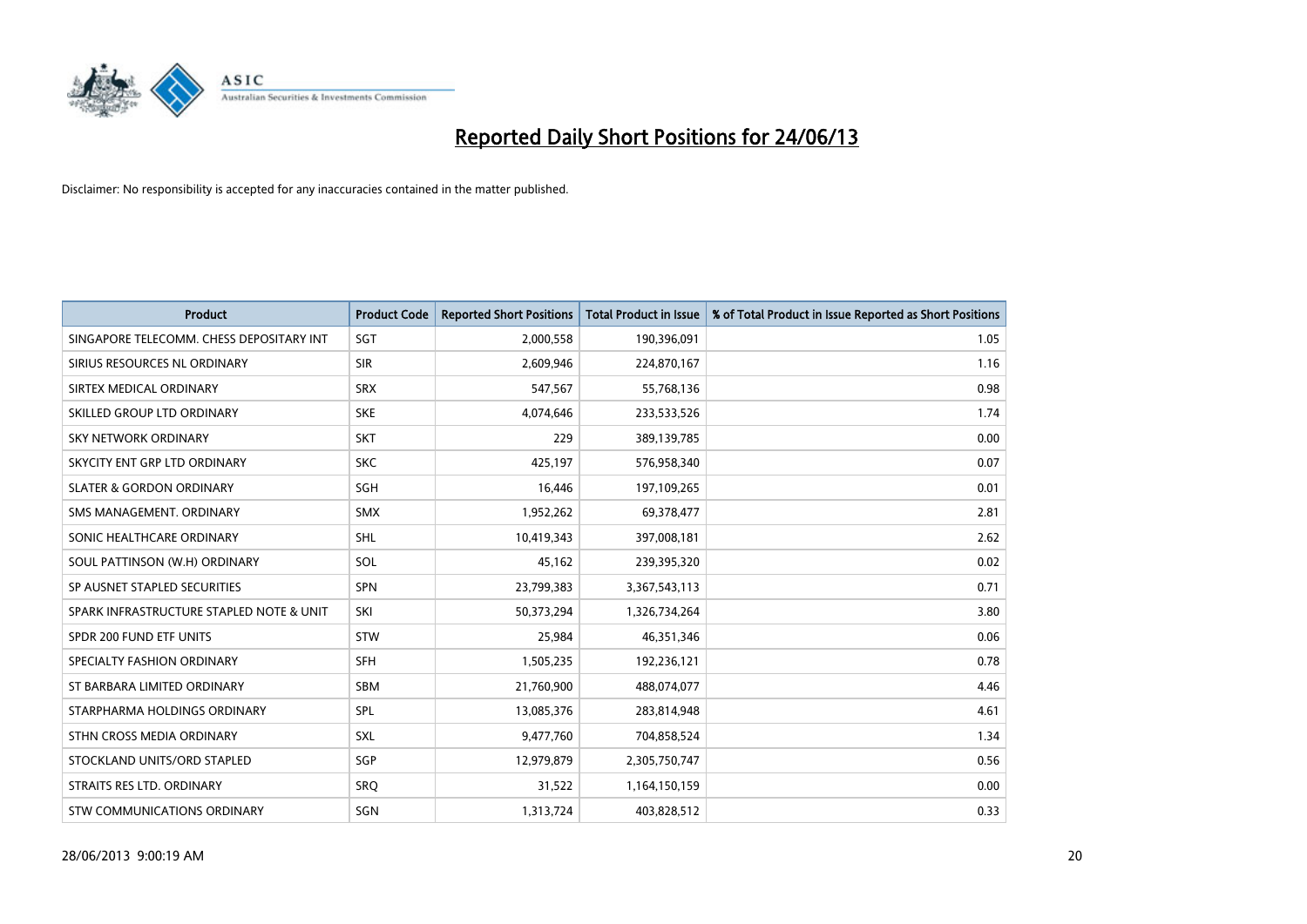# Reported Daily Short Positions for 24/06/13

Disclaimer: No responsibility is accepted for any inaccuracies contained in the matter published.

| Product | Product Code | Reported Short Positions | Total Product in Issue | % of Total Product in Issue Reported as Short Positions |
|---|---|---|---|---|
| SINGAPORE TELECOMM. CHESS DEPOSITARY INT | SGT | 2,000,558 | 190,396,091 | 1.05 |
| SIRIUS RESOURCES NL ORDINARY | SIR | 2,609,946 | 224,870,167 | 1.16 |
| SIRTEX MEDICAL ORDINARY | SRX | 547,567 | 55,768,136 | 0.98 |
| SKILLED GROUP LTD ORDINARY | SKE | 4,074,646 | 233,533,526 | 1.74 |
| SKY NETWORK ORDINARY | SKT | 229 | 389,139,785 | 0.00 |
| SKYCITY ENT GRP LTD ORDINARY | SKC | 425,197 | 576,958,340 | 0.07 |
| SLATER & GORDON ORDINARY | SGH | 16,446 | 197,109,265 | 0.01 |
| SMS MANAGEMENT. ORDINARY | SMX | 1,952,262 | 69,378,477 | 2.81 |
| SONIC HEALTHCARE ORDINARY | SHL | 10,419,343 | 397,008,181 | 2.62 |
| SOUL PATTINSON (W.H) ORDINARY | SOL | 45,162 | 239,395,320 | 0.02 |
| SP AUSNET STAPLED SECURITIES | SPN | 23,799,383 | 3,367,543,113 | 0.71 |
| SPARK INFRASTRUCTURE STAPLED NOTE & UNIT | SKI | 50,373,294 | 1,326,734,264 | 3.80 |
| SPDR 200 FUND ETF UNITS | STW | 25,984 | 46,351,346 | 0.06 |
| SPECIALTY FASHION ORDINARY | SFH | 1,505,235 | 192,236,121 | 0.78 |
| ST BARBARA LIMITED ORDINARY | SBM | 21,760,900 | 488,074,077 | 4.46 |
| STARPHARMA HOLDINGS ORDINARY | SPL | 13,085,376 | 283,814,948 | 4.61 |
| STHN CROSS MEDIA ORDINARY | SXL | 9,477,760 | 704,858,524 | 1.34 |
| STOCKLAND UNITS/ORD STAPLED | SGP | 12,979,879 | 2,305,750,747 | 0.56 |
| STRAITS RES LTD. ORDINARY | SRQ | 31,522 | 1,164,150,159 | 0.00 |
| STW COMMUNICATIONS ORDINARY | SGN | 1,313,724 | 403,828,512 | 0.33 |

28/06/2013 9:00:19 AM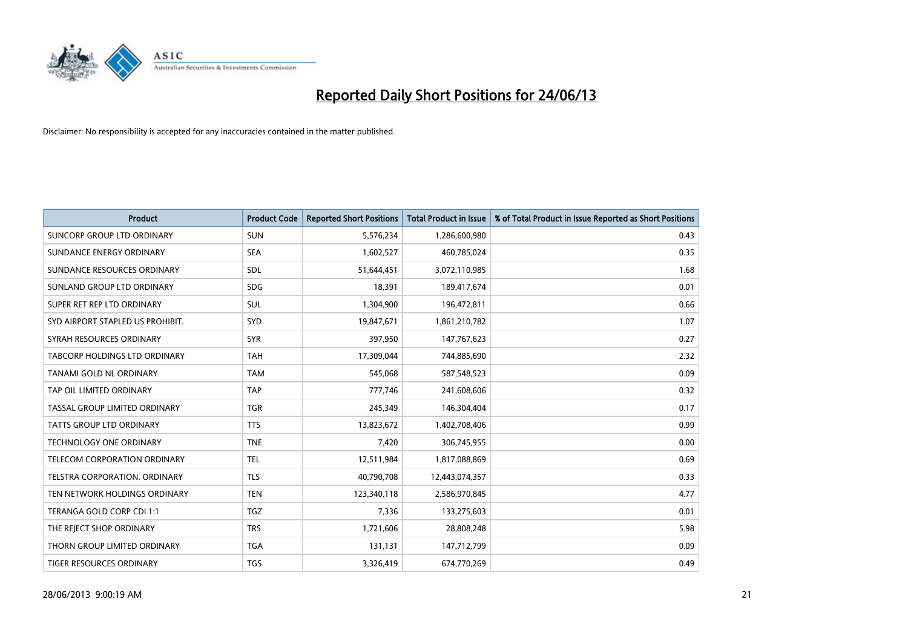# Reported Daily Short Positions for 24/06/13

Disclaimer: No responsibility is accepted for any inaccuracies contained in the matter published.

| Product | Product Code | Reported Short Positions | Total Product in Issue | % of Total Product in Issue Reported as Short Positions |
|---|---|---|---|---|
| SUNCORP GROUP LTD ORDINARY | SUN | 5,576,234 | 1,286,600,980 | 0.43 |
| SUNDANCE ENERGY ORDINARY | SEA | 1,602,527 | 460,785,024 | 0.35 |
| SUNDANCE RESOURCES ORDINARY | SDL | 51,644,451 | 3,072,110,985 | 1.68 |
| SUNLAND GROUP LTD ORDINARY | SDG | 18,391 | 189,417,674 | 0.01 |
| SUPER RET REP LTD ORDINARY | SUL | 1,304,900 | 196,472,811 | 0.66 |
| SYD AIRPORT STAPLED US PROHIBIT. | SYD | 19,847,671 | 1,861,210,782 | 1.07 |
| SYRAH RESOURCES ORDINARY | SYR | 397,950 | 147,767,623 | 0.27 |
| TABCORP HOLDINGS LTD ORDINARY | TAH | 17,309,044 | 744,885,690 | 2.32 |
| TANAMI GOLD NL ORDINARY | TAM | 545,068 | 587,548,523 | 0.09 |
| TAP OIL LIMITED ORDINARY | TAP | 777,746 | 241,608,606 | 0.32 |
| TASSAL GROUP LIMITED ORDINARY | TGR | 245,349 | 146,304,404 | 0.17 |
| TATTS GROUP LTD ORDINARY | TTS | 13,823,672 | 1,402,708,406 | 0.99 |
| TECHNOLOGY ONE ORDINARY | TNE | 7,420 | 306,745,955 | 0.00 |
| TELECOM CORPORATION ORDINARY | TEL | 12,511,984 | 1,817,088,869 | 0.69 |
| TELSTRA CORPORATION. ORDINARY | TLS | 40,790,708 | 12,443,074,357 | 0.33 |
| TEN NETWORK HOLDINGS ORDINARY | TEN | 123,340,118 | 2,586,970,845 | 4.77 |
| TERANGA GOLD CORP CDI 1:1 | TGZ | 7,336 | 133,275,603 | 0.01 |
| THE REJECT SHOP ORDINARY | TRS | 1,721,606 | 28,808,248 | 5.98 |
| THORN GROUP LIMITED ORDINARY | TGA | 131,131 | 147,712,799 | 0.09 |
| TIGER RESOURCES ORDINARY | TGS | 3,326,419 | 674,770,269 | 0.49 |

28/06/2013 9:00:19 AM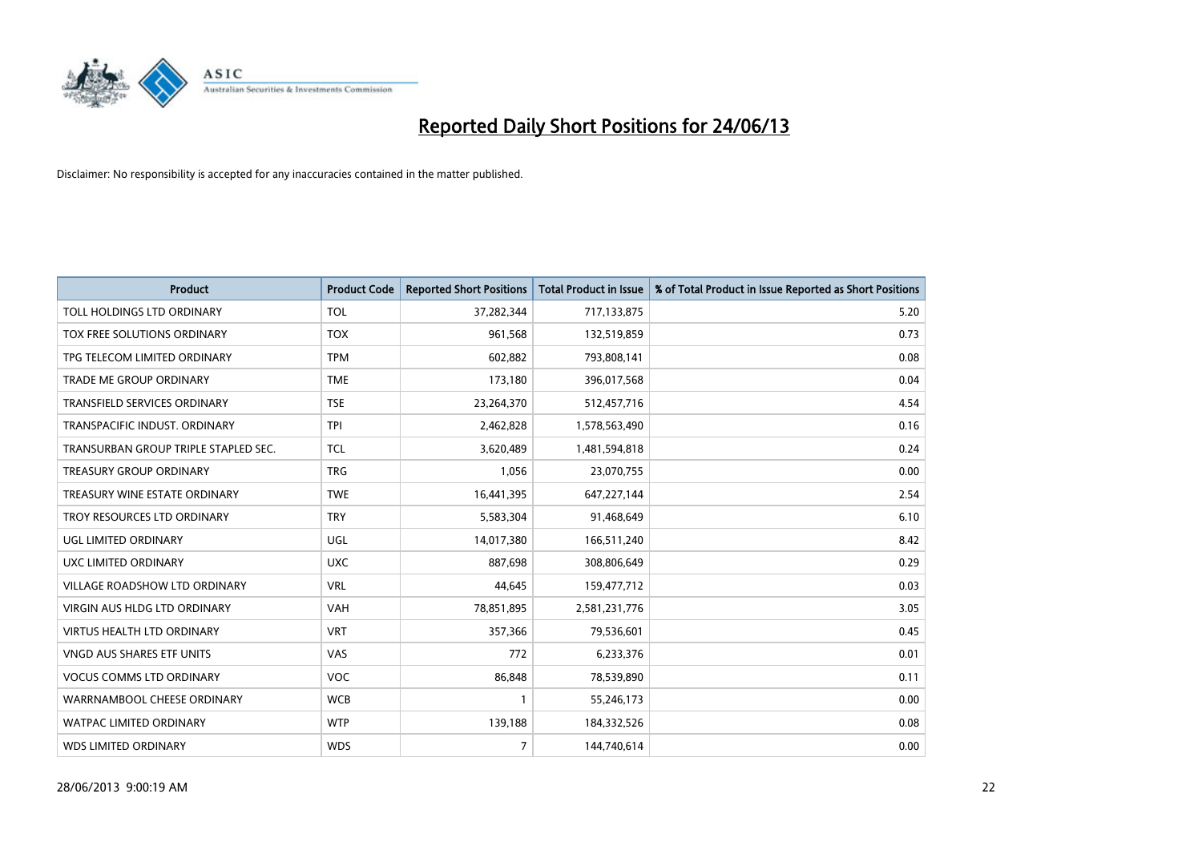# Reported Daily Short Positions for 24/06/13

Disclaimer: No responsibility is accepted for any inaccuracies contained in the matter published.

| Product | Product Code | Reported Short Positions | Total Product in Issue | % of Total Product in Issue Reported as Short Positions |
|---|---|---|---|---|
| TOLL HOLDINGS LTD ORDINARY | TOL | 37,282,344 | 717,133,875 | 5.20 |
| TOX FREE SOLUTIONS ORDINARY | TOX | 961,568 | 132,519,859 | 0.73 |
| TPG TELECOM LIMITED ORDINARY | TPM | 602,882 | 793,808,141 | 0.08 |
| TRADE ME GROUP ORDINARY | TME | 173,180 | 396,017,568 | 0.04 |
| TRANSFIELD SERVICES ORDINARY | TSE | 23,264,370 | 512,457,716 | 4.54 |
| TRANSPACIFIC INDUST. ORDINARY | TPI | 2,462,828 | 1,578,563,490 | 0.16 |
| TRANSURBAN GROUP TRIPLE STAPLED SEC. | TCL | 3,620,489 | 1,481,594,818 | 0.24 |
| TREASURY GROUP ORDINARY | TRG | 1,056 | 23,070,755 | 0.00 |
| TREASURY WINE ESTATE ORDINARY | TWE | 16,441,395 | 647,227,144 | 2.54 |
| TROY RESOURCES LTD ORDINARY | TRY | 5,583,304 | 91,468,649 | 6.10 |
| UGL LIMITED ORDINARY | UGL | 14,017,380 | 166,511,240 | 8.42 |
| UXC LIMITED ORDINARY | UXC | 887,698 | 308,806,649 | 0.29 |
| VILLAGE ROADSHOW LTD ORDINARY | VRL | 44,645 | 159,477,712 | 0.03 |
| VIRGIN AUS HLDG LTD ORDINARY | VAH | 78,851,895 | 2,581,231,776 | 3.05 |
| VIRTUS HEALTH LTD ORDINARY | VRT | 357,366 | 79,536,601 | 0.45 |
| VNGD AUS SHARES ETF UNITS | VAS | 772 | 6,233,376 | 0.01 |
| VOCUS COMMS LTD ORDINARY | VOC | 86,848 | 78,539,890 | 0.11 |
| WARRNAMBOOL CHEESE ORDINARY | WCB | 1 | 55,246,173 | 0.00 |
| WATPAC LIMITED ORDINARY | WTP | 139,188 | 184,332,526 | 0.08 |
| WDS LIMITED ORDINARY | WDS | 7 | 144,740,614 | 0.00 |

28/06/2013 9:00:19 AM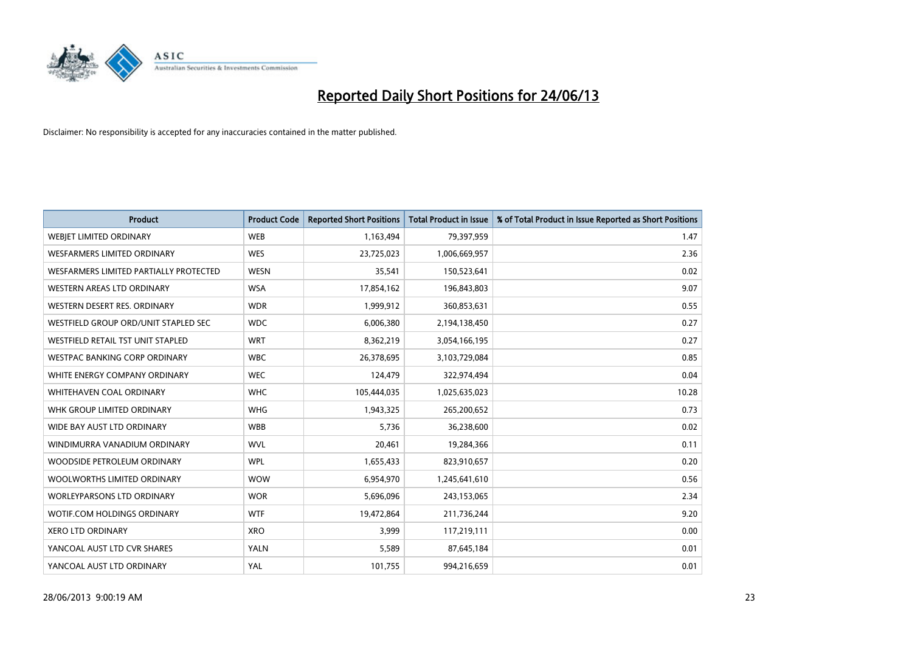# Reported Daily Short Positions for 24/06/13

Disclaimer: No responsibility is accepted for any inaccuracies contained in the matter published.

| Product | Product Code | Reported Short Positions | Total Product in Issue | % of Total Product in Issue Reported as Short Positions |
|---|---|---|---|---|
| WEBJET LIMITED ORDINARY | WEB | 1,163,494 | 79,397,959 | 1.47 |
| WESFARMERS LIMITED ORDINARY | WES | 23,725,023 | 1,006,669,957 | 2.36 |
| WESFARMERS LIMITED PARTIALLY PROTECTED | WESN | 35,541 | 150,523,641 | 0.02 |
| WESTERN AREAS LTD ORDINARY | WSA | 17,854,162 | 196,843,803 | 9.07 |
| WESTERN DESERT RES. ORDINARY | WDR | 1,999,912 | 360,853,631 | 0.55 |
| WESTFIELD GROUP ORD/UNIT STAPLED SEC | WDC | 6,006,380 | 2,194,138,450 | 0.27 |
| WESTFIELD RETAIL TST UNIT STAPLED | WRT | 8,362,219 | 3,054,166,195 | 0.27 |
| WESTPAC BANKING CORP ORDINARY | WBC | 26,378,695 | 3,103,729,084 | 0.85 |
| WHITE ENERGY COMPANY ORDINARY | WEC | 124,479 | 322,974,494 | 0.04 |
| WHITEHAVEN COAL ORDINARY | WHC | 105,444,035 | 1,025,635,023 | 10.28 |
| WHK GROUP LIMITED ORDINARY | WHG | 1,943,325 | 265,200,652 | 0.73 |
| WIDE BAY AUST LTD ORDINARY | WBB | 5,736 | 36,238,600 | 0.02 |
| WINDIMURRA VANADIUM ORDINARY | WVL | 20,461 | 19,284,366 | 0.11 |
| WOODSIDE PETROLEUM ORDINARY | WPL | 1,655,433 | 823,910,657 | 0.20 |
| WOOLWORTHS LIMITED ORDINARY | WOW | 6,954,970 | 1,245,641,610 | 0.56 |
| WORLEYPARSONS LTD ORDINARY | WOR | 5,696,096 | 243,153,065 | 2.34 |
| WOTIF.COM HOLDINGS ORDINARY | WTF | 19,472,864 | 211,736,244 | 9.20 |
| XERO LTD ORDINARY | XRO | 3,999 | 117,219,111 | 0.00 |
| YANCOAL AUST LTD CVR SHARES | YALN | 5,589 | 87,645,184 | 0.01 |
| YANCOAL AUST LTD ORDINARY | YAL | 101,755 | 994,216,659 | 0.01 |